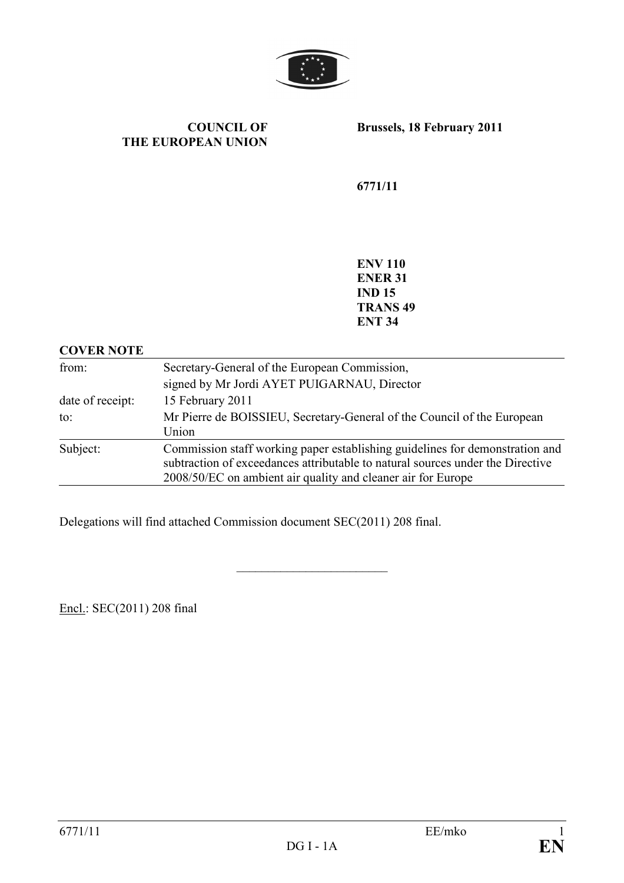**COUNCIL OF THE EUROPEAN UNION**

**Brussels, 18 February 2011**

**6771/11**

**ENV 110**
**ENER 31**
**IND 15**
**TRANS 49**
**ENT 34**

**COVER NOTE**

| | |
|---|---|
| from: | Secretary-General of the European Commission, signed by Mr Jordi AYET PUIGARNAU, Director |
| date of receipt: | 15 February 2011 |
| to: | Mr Pierre de BOISSIEU, Secretary-General of the Council of the European Union |
| Subject: | Commission staff working paper establishing guidelines for demonstration and subtraction of exceedances attributable to natural sources under the Directive 2008/50/EC on ambient air quality and cleaner air for Europe |

Delegations will find attached Commission document SEC(2011) 208 final.

---

Encl.: SEC(2011) 208 final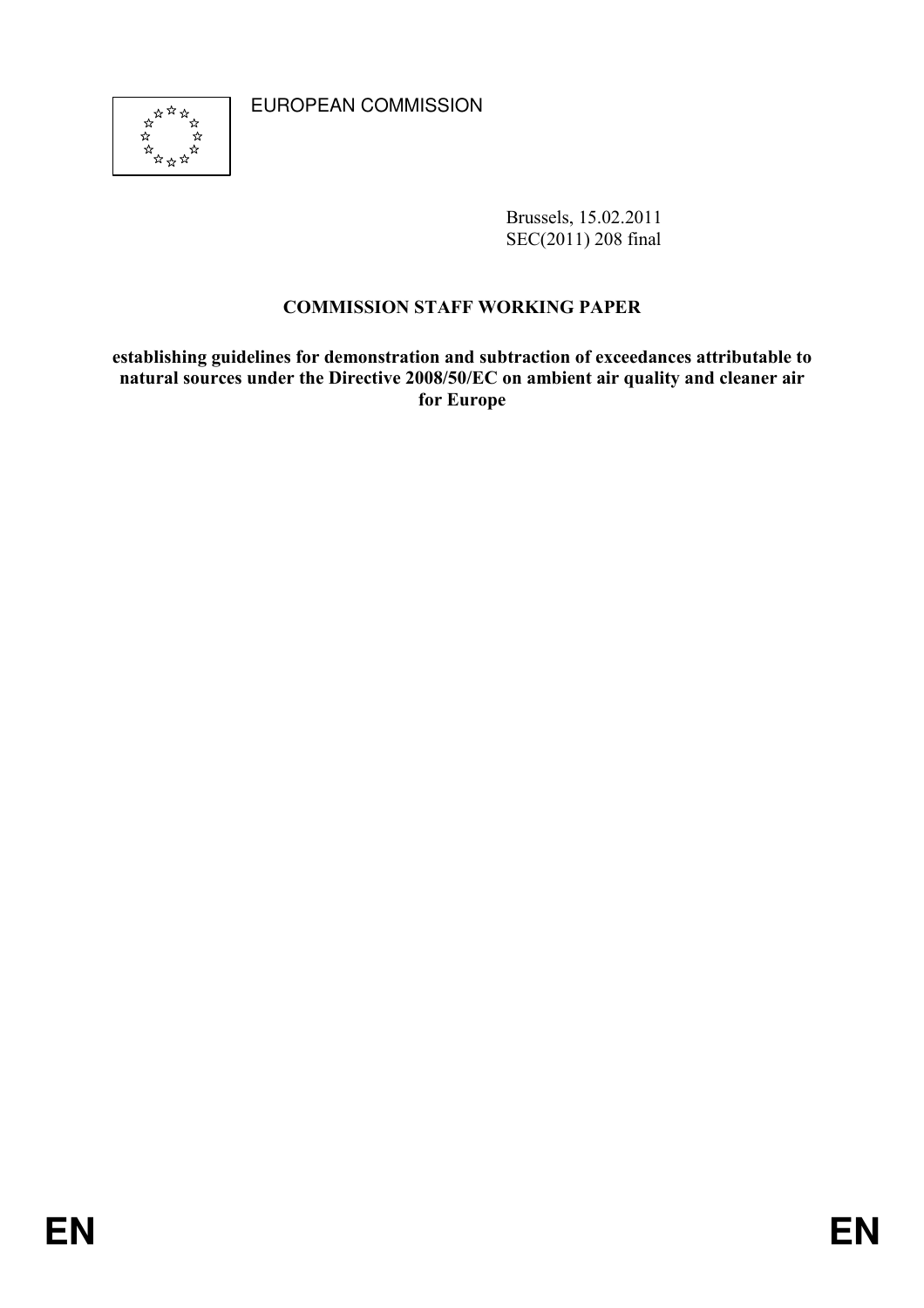EUROPEAN COMMISSION

Brussels, 15.02.2011
SEC(2011) 208 final

**COMMISSION STAFF WORKING PAPER**

**establishing guidelines for demonstration and subtraction of exceedances attributable to natural sources under the Directive 2008/50/EC on ambient air quality and cleaner air for Europe**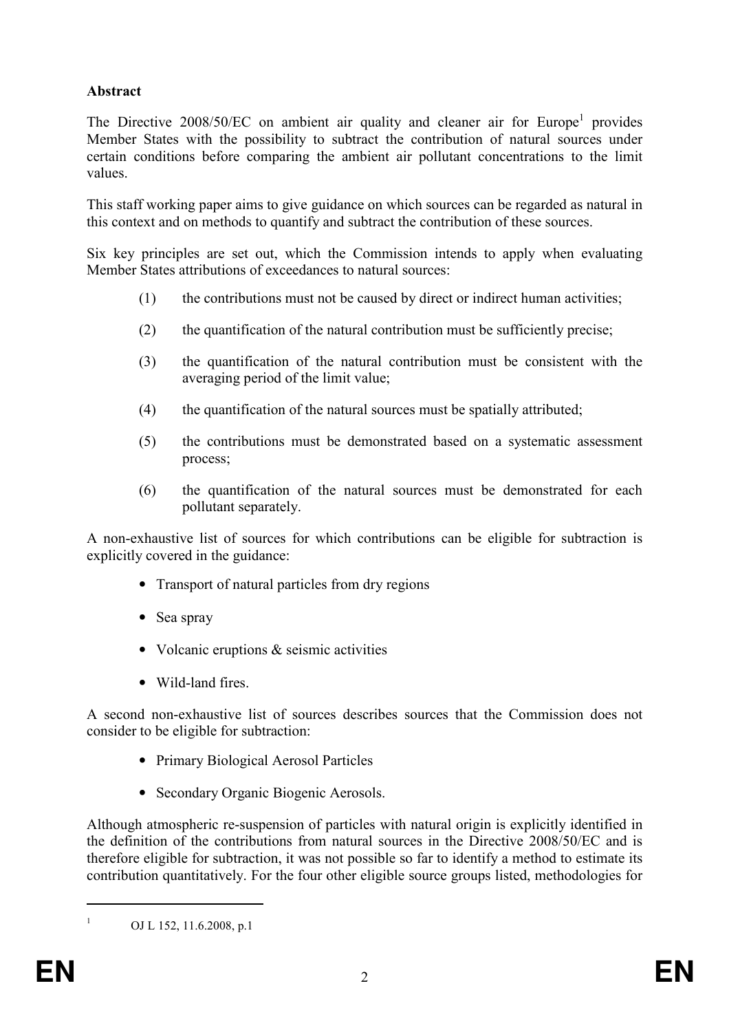**Abstract**

The Directive 2008/50/EC on ambient air quality and cleaner air for Europe[1] provides Member States with the possibility to subtract the contribution of natural sources under certain conditions before comparing the ambient air pollutant concentrations to the limit values.

This staff working paper aims to give guidance on which sources can be regarded as natural in this context and on methods to quantify and subtract the contribution of these sources.

Six key principles are set out, which the Commission intends to apply when evaluating Member States attributions of exceedances to natural sources:

(1) the contributions must not be caused by direct or indirect human activities;

(2) the quantification of the natural contribution must be sufficiently precise;

(3) the quantification of the natural contribution must be consistent with the averaging period of the limit value;

(4) the quantification of the natural sources must be spatially attributed;

(5) the contributions must be demonstrated based on a systematic assessment process;

(6) the quantification of the natural sources must be demonstrated for each pollutant separately.

A non-exhaustive list of sources for which contributions can be eligible for subtraction is explicitly covered in the guidance:

- Transport of natural particles from dry regions
- Sea spray
- Volcanic eruptions & seismic activities
- Wild-land fires.

A second non-exhaustive list of sources describes sources that the Commission does not consider to be eligible for subtraction:

- Primary Biological Aerosol Particles
- Secondary Organic Biogenic Aerosols.

Although atmospheric re-suspension of particles with natural origin is explicitly identified in the definition of the contributions from natural sources in the Directive 2008/50/EC and is therefore eligible for subtraction, it was not possible so far to identify a method to estimate its contribution quantitatively. For the four other eligible source groups listed, methodologies for

[1] OJ L 152, 11.6.2008, p.1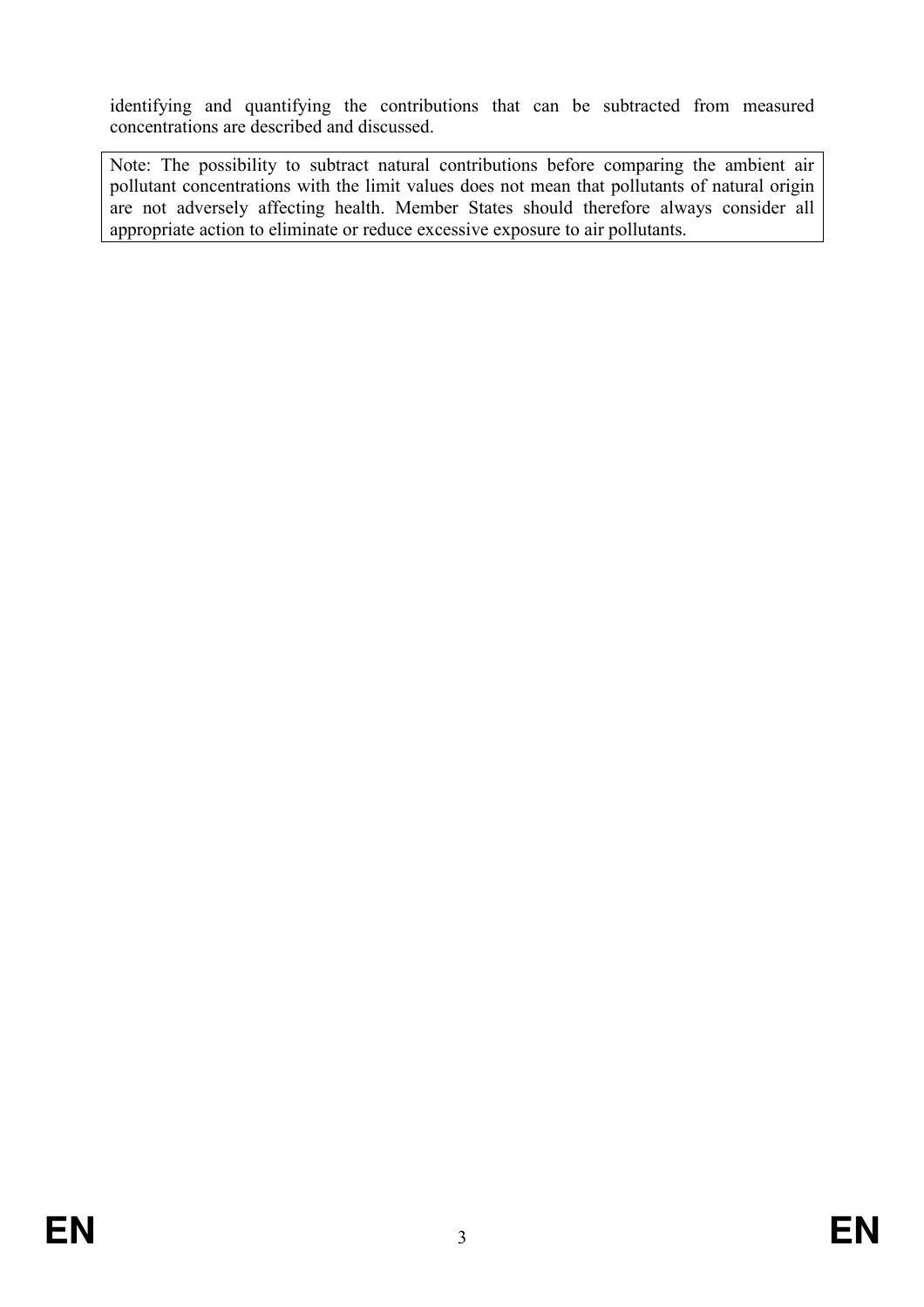identifying and quantifying the contributions that can be subtracted from measured concentrations are described and discussed.

> Note: The possibility to subtract natural contributions before comparing the ambient air pollutant concentrations with the limit values does not mean that pollutants of natural origin are not adversely affecting health. Member States should therefore always consider all appropriate action to eliminate or reduce excessive exposure to air pollutants.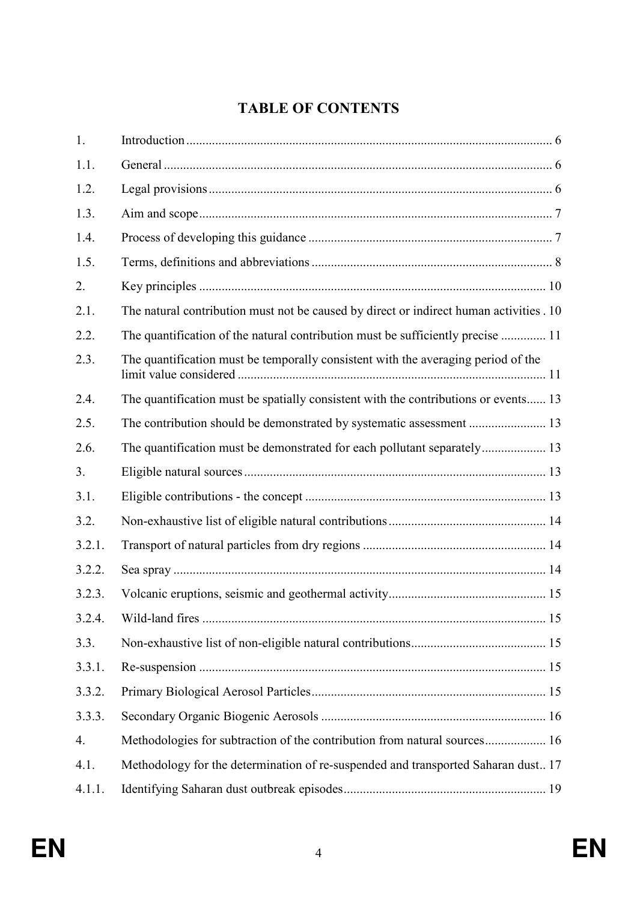# TABLE OF CONTENTS

| | | |
|---|---|---|
| 1. | Introduction | 6 |
| 1.1. | General | 6 |
| 1.2. | Legal provisions | 6 |
| 1.3. | Aim and scope | 7 |
| 1.4. | Process of developing this guidance | 7 |
| 1.5. | Terms, definitions and abbreviations | 8 |
| 2. | Key principles | 10 |
| 2.1. | The natural contribution must not be caused by direct or indirect human activities | 10 |
| 2.2. | The quantification of the natural contribution must be sufficiently precise | 11 |
| 2.3. | The quantification must be temporally consistent with the averaging period of the limit value considered | 11 |
| 2.4. | The quantification must be spatially consistent with the contributions or events | 13 |
| 2.5. | The contribution should be demonstrated by systematic assessment | 13 |
| 2.6. | The quantification must be demonstrated for each pollutant separately | 13 |
| 3. | Eligible natural sources | 13 |
| 3.1. | Eligible contributions - the concept | 13 |
| 3.2. | Non-exhaustive list of eligible natural contributions | 14 |
| 3.2.1. | Transport of natural particles from dry regions | 14 |
| 3.2.2. | Sea spray | 14 |
| 3.2.3. | Volcanic eruptions, seismic and geothermal activity | 15 |
| 3.2.4. | Wild-land fires | 15 |
| 3.3. | Non-exhaustive list of non-eligible natural contributions | 15 |
| 3.3.1. | Re-suspension | 15 |
| 3.3.2. | Primary Biological Aerosol Particles | 15 |
| 3.3.3. | Secondary Organic Biogenic Aerosols | 16 |
| 4. | Methodologies for subtraction of the contribution from natural sources | 16 |
| 4.1. | Methodology for the determination of re-suspended and transported Saharan dust | 17 |
| 4.1.1. | Identifying Saharan dust outbreak episodes | 19 |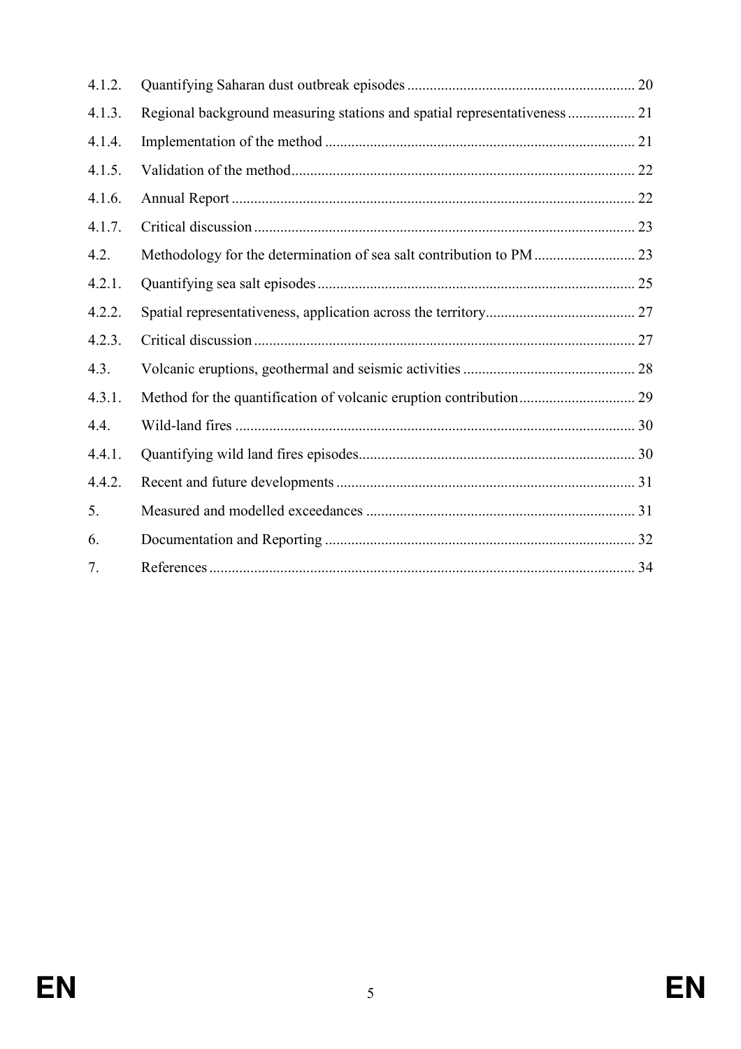| | | |
|---|---|---|
| 4.1.2. | Quantifying Saharan dust outbreak episodes | 20 |
| 4.1.3. | Regional background measuring stations and spatial representativeness | 21 |
| 4.1.4. | Implementation of the method | 21 |
| 4.1.5. | Validation of the method | 22 |
| 4.1.6. | Annual Report | 22 |
| 4.1.7. | Critical discussion | 23 |
| 4.2. | Methodology for the determination of sea salt contribution to PM | 23 |
| 4.2.1. | Quantifying sea salt episodes | 25 |
| 4.2.2. | Spatial representativeness, application across the territory | 27 |
| 4.2.3. | Critical discussion | 27 |
| 4.3. | Volcanic eruptions, geothermal and seismic activities | 28 |
| 4.3.1. | Method for the quantification of volcanic eruption contribution | 29 |
| 4.4. | Wild-land fires | 30 |
| 4.4.1. | Quantifying wild land fires episodes | 30 |
| 4.4.2. | Recent and future developments | 31 |
| 5. | Measured and modelled exceedances | 31 |
| 6. | Documentation and Reporting | 32 |
| 7. | References | 34 |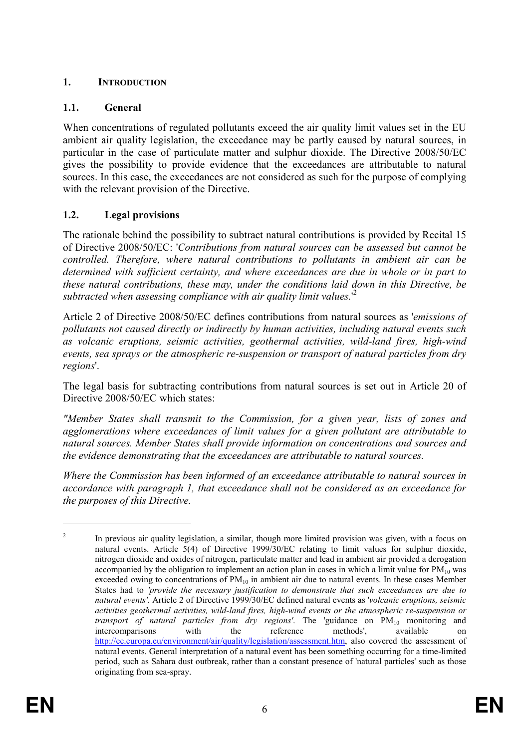# 1. INTRODUCTION

## 1.1. General

When concentrations of regulated pollutants exceed the air quality limit values set in the EU ambient air quality legislation, the exceedance may be partly caused by natural sources, in particular in the case of particulate matter and sulphur dioxide. The Directive 2008/50/EC gives the possibility to provide evidence that the exceedances are attributable to natural sources. In this case, the exceedances are not considered as such for the purpose of complying with the relevant provision of the Directive.

## 1.2. Legal provisions

The rationale behind the possibility to subtract natural contributions is provided by Recital 15 of Directive 2008/50/EC: '*Contributions from natural sources can be assessed but cannot be controlled. Therefore, where natural contributions to pollutants in ambient air can be determined with sufficient certainty, and where exceedances are due in whole or in part to these natural contributions, these may, under the conditions laid down in this Directive, be subtracted when assessing compliance with air quality limit values.*'[2]

Article 2 of Directive 2008/50/EC defines contributions from natural sources as '*emissions of pollutants not caused directly or indirectly by human activities, including natural events such as volcanic eruptions, seismic activities, geothermal activities, wild-land fires, high-wind events, sea sprays or the atmospheric re-suspension or transport of natural particles from dry regions*'.

The legal basis for subtracting contributions from natural sources is set out in Article 20 of Directive 2008/50/EC which states:

*"Member States shall transmit to the Commission, for a given year, lists of zones and agglomerations where exceedances of limit values for a given pollutant are attributable to natural sources. Member States shall provide information on concentrations and sources and the evidence demonstrating that the exceedances are attributable to natural sources.*

*Where the Commission has been informed of an exceedance attributable to natural sources in accordance with paragraph 1, that exceedance shall not be considered as an exceedance for the purposes of this Directive.*

---

[2] In previous air quality legislation, a similar, though more limited provision was given, with a focus on natural events. Article 5(4) of Directive 1999/30/EC relating to limit values for sulphur dioxide, nitrogen dioxide and oxides of nitrogen, particulate matter and lead in ambient air provided a derogation accompanied by the obligation to implement an action plan in cases in which a limit value for $PM_{10}$ was exceeded owing to concentrations of $PM_{10}$ in ambient air due to natural events. In these cases Member States had to *'provide the necessary justification to demonstrate that such exceedances are due to natural events'*. Article 2 of Directive 1999/30/EC defined natural events as '*volcanic eruptions, seismic activities geothermal activities, wild-land fires, high-wind events or the atmospheric re-suspension or transport of natural particles from dry regions'*. The 'guidance on $PM_{10}$ monitoring and intercomparisons with the reference methods', available on http://ec.europa.eu/environment/air/quality/legislation/assessment.htm, also covered the assessment of natural events. General interpretation of a natural event has been something occurring for a time-limited period, such as Sahara dust outbreak, rather than a constant presence of 'natural particles' such as those originating from sea-spray.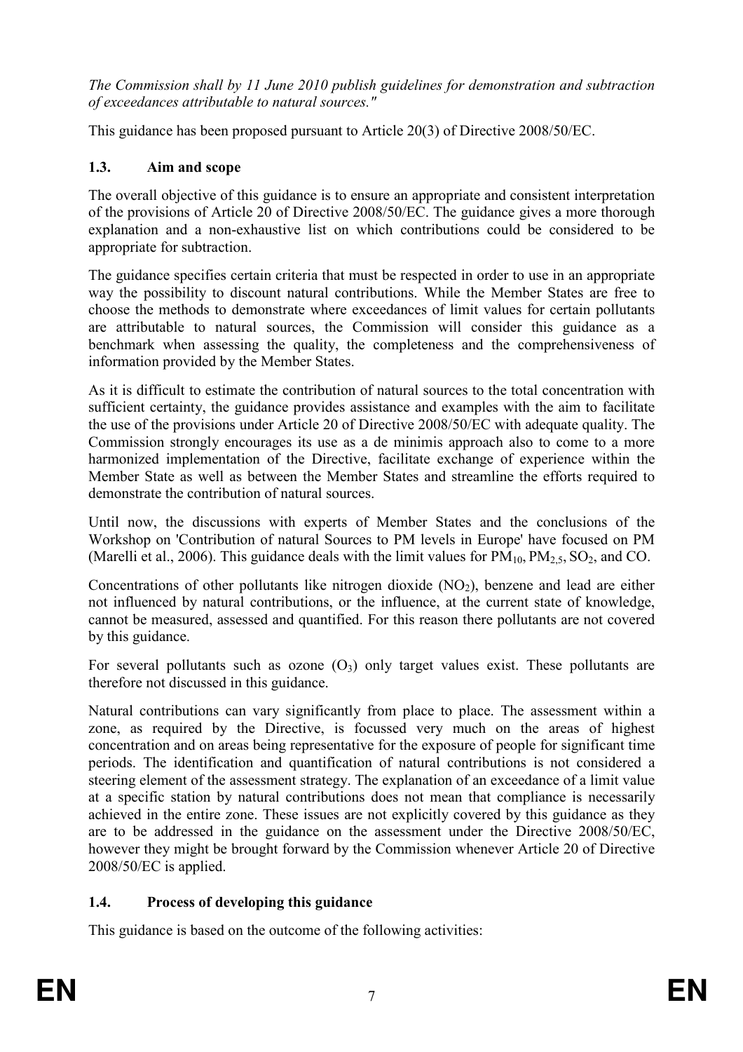*The Commission shall by 11 June 2010 publish guidelines for demonstration and subtraction of exceedances attributable to natural sources."*

This guidance has been proposed pursuant to Article 20(3) of Directive 2008/50/EC.

### 1.3. Aim and scope

The overall objective of this guidance is to ensure an appropriate and consistent interpretation of the provisions of Article 20 of Directive 2008/50/EC. The guidance gives a more thorough explanation and a non-exhaustive list on which contributions could be considered to be appropriate for subtraction.

The guidance specifies certain criteria that must be respected in order to use in an appropriate way the possibility to discount natural contributions. While the Member States are free to choose the methods to demonstrate where exceedances of limit values for certain pollutants are attributable to natural sources, the Commission will consider this guidance as a benchmark when assessing the quality, the completeness and the comprehensiveness of information provided by the Member States.

As it is difficult to estimate the contribution of natural sources to the total concentration with sufficient certainty, the guidance provides assistance and examples with the aim to facilitate the use of the provisions under Article 20 of Directive 2008/50/EC with adequate quality. The Commission strongly encourages its use as a de minimis approach also to come to a more harmonized implementation of the Directive, facilitate exchange of experience within the Member State as well as between the Member States and streamline the efforts required to demonstrate the contribution of natural sources.

Until now, the discussions with experts of Member States and the conclusions of the Workshop on 'Contribution of natural Sources to PM levels in Europe' have focused on PM (Marelli et al., 2006). This guidance deals with the limit values for $PM_{10}$, $PM_{2,5}$, $SO_2$, and CO.

Concentrations of other pollutants like nitrogen dioxide ($NO_2$), benzene and lead are either not influenced by natural contributions, or the influence, at the current state of knowledge, cannot be measured, assessed and quantified. For this reason there pollutants are not covered by this guidance.

For several pollutants such as ozone ($O_3$) only target values exist. These pollutants are therefore not discussed in this guidance.

Natural contributions can vary significantly from place to place. The assessment within a zone, as required by the Directive, is focussed very much on the areas of highest concentration and on areas being representative for the exposure of people for significant time periods. The identification and quantification of natural contributions is not considered a steering element of the assessment strategy. The explanation of an exceedance of a limit value at a specific station by natural contributions does not mean that compliance is necessarily achieved in the entire zone. These issues are not explicitly covered by this guidance as they are to be addressed in the guidance on the assessment under the Directive 2008/50/EC, however they might be brought forward by the Commission whenever Article 20 of Directive 2008/50/EC is applied.

### 1.4. Process of developing this guidance

This guidance is based on the outcome of the following activities: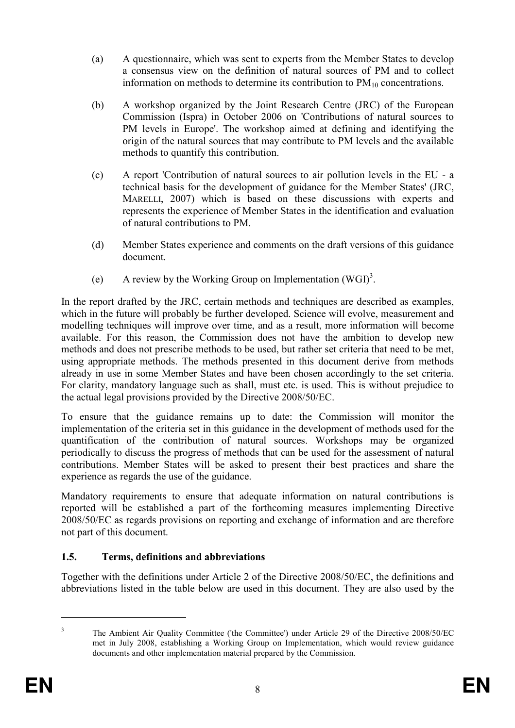(a) A questionnaire, which was sent to experts from the Member States to develop a consensus view on the definition of natural sources of PM and to collect information on methods to determine its contribution to $PM_{10}$ concentrations.

(b) A workshop organized by the Joint Research Centre (JRC) of the European Commission (Ispra) in October 2006 on 'Contributions of natural sources to PM levels in Europe'. The workshop aimed at defining and identifying the origin of the natural sources that may contribute to PM levels and the available methods to quantify this contribution.

(c) A report 'Contribution of natural sources to air pollution levels in the EU - a technical basis for the development of guidance for the Member States' (JRC, MARELLI, 2007) which is based on these discussions with experts and represents the experience of Member States in the identification and evaluation of natural contributions to PM.

(d) Member States experience and comments on the draft versions of this guidance document.

(e) A review by the Working Group on Implementation (WGI)[3].

In the report drafted by the JRC, certain methods and techniques are described as examples, which in the future will probably be further developed. Science will evolve, measurement and modelling techniques will improve over time, and as a result, more information will become available. For this reason, the Commission does not have the ambition to develop new methods and does not prescribe methods to be used, but rather set criteria that need to be met, using appropriate methods. The methods presented in this document derive from methods already in use in some Member States and have been chosen accordingly to the set criteria. For clarity, mandatory language such as shall, must etc. is used. This is without prejudice to the actual legal provisions provided by the Directive 2008/50/EC.

To ensure that the guidance remains up to date: the Commission will monitor the implementation of the criteria set in this guidance in the development of methods used for the quantification of the contribution of natural sources. Workshops may be organized periodically to discuss the progress of methods that can be used for the assessment of natural contributions. Member States will be asked to present their best practices and share the experience as regards the use of the guidance.

Mandatory requirements to ensure that adequate information on natural contributions is reported will be established a part of the forthcoming measures implementing Directive 2008/50/EC as regards provisions on reporting and exchange of information and are therefore not part of this document.

## 1.5. Terms, definitions and abbreviations

Together with the definitions under Article 2 of the Directive 2008/50/EC, the definitions and abbreviations listed in the table below are used in this document. They are also used by the

---

[3] The Ambient Air Quality Committee ('the Committee') under Article 29 of the Directive 2008/50/EC met in July 2008, establishing a Working Group on Implementation, which would review guidance documents and other implementation material prepared by the Commission.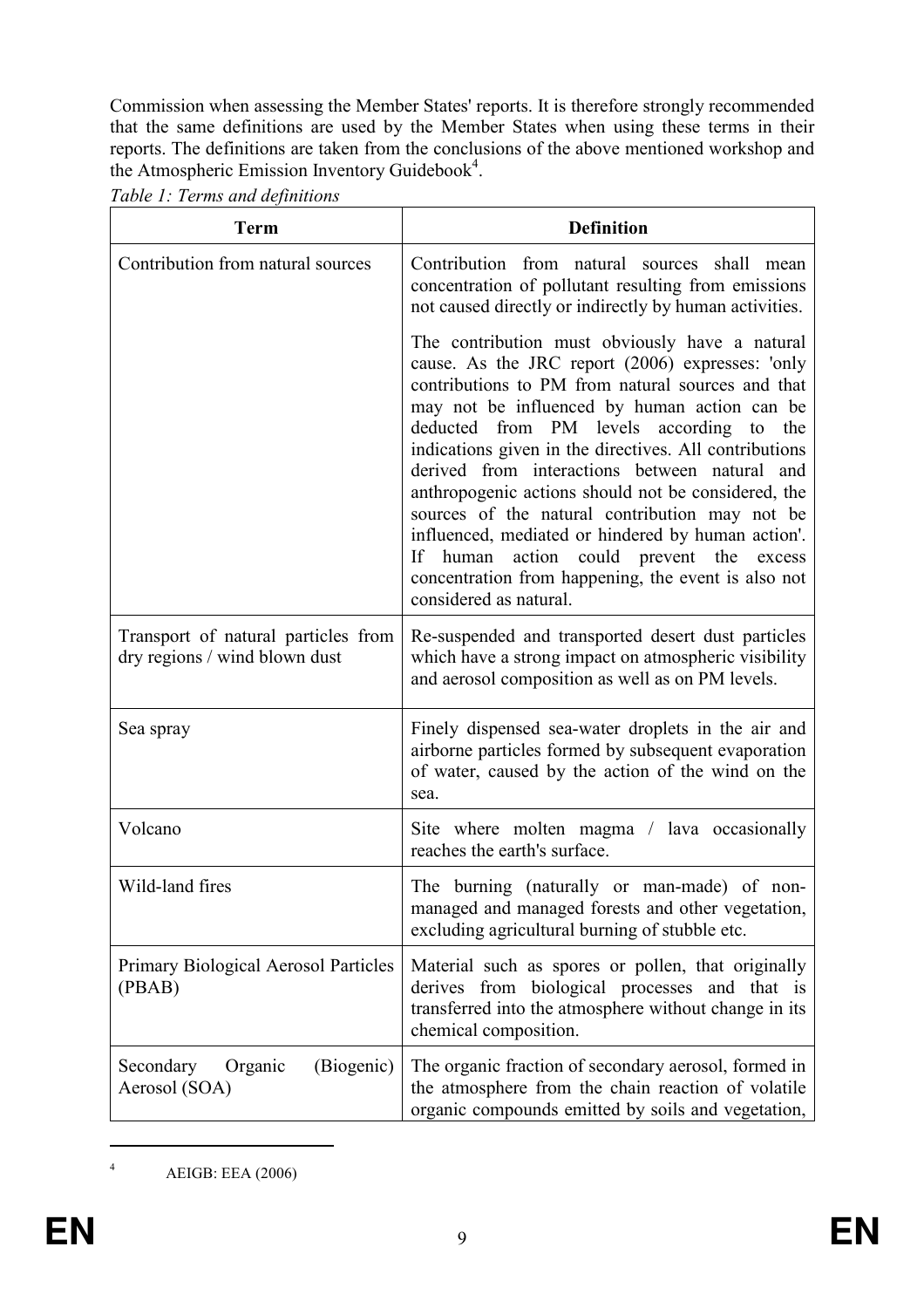Commission when assessing the Member States' reports. It is therefore strongly recommended that the same definitions are used by the Member States when using these terms in their reports. The definitions are taken from the conclusions of the above mentioned workshop and the Atmospheric Emission Inventory Guidebook[4].

*Table 1: Terms and definitions*

| Term | Definition |
|---|---|
| Contribution from natural sources | Contribution from natural sources shall mean concentration of pollutant resulting from emissions not caused directly or indirectly by human activities.<br><br>The contribution must obviously have a natural cause. As the JRC report (2006) expresses: 'only contributions to PM from natural sources and that may not be influenced by human action can be deducted from PM levels according to the indications given in the directives. All contributions derived from interactions between natural and anthropogenic actions should not be considered, the sources of the natural contribution may not be influenced, mediated or hindered by human action'. If human action could prevent the excess concentration from happening, the event is also not considered as natural. |
| Transport of natural particles from dry regions / wind blown dust | Re-suspended and transported desert dust particles which have a strong impact on atmospheric visibility and aerosol composition as well as on PM levels. |
| Sea spray | Finely dispensed sea-water droplets in the air and airborne particles formed by subsequent evaporation of water, caused by the action of the wind on the sea. |
| Volcano | Site where molten magma / lava occasionally reaches the earth's surface. |
| Wild-land fires | The burning (naturally or man-made) of non-managed and managed forests and other vegetation, excluding agricultural burning of stubble etc. |
| Primary Biological Aerosol Particles (PBAB) | Material such as spores or pollen, that originally derives from biological processes and that is transferred into the atmosphere without change in its chemical composition. |
| Secondary Organic (Biogenic) Aerosol (SOA) | The organic fraction of secondary aerosol, formed in the atmosphere from the chain reaction of volatile organic compounds emitted by soils and vegetation, |

[4] AEIGB: EEA (2006)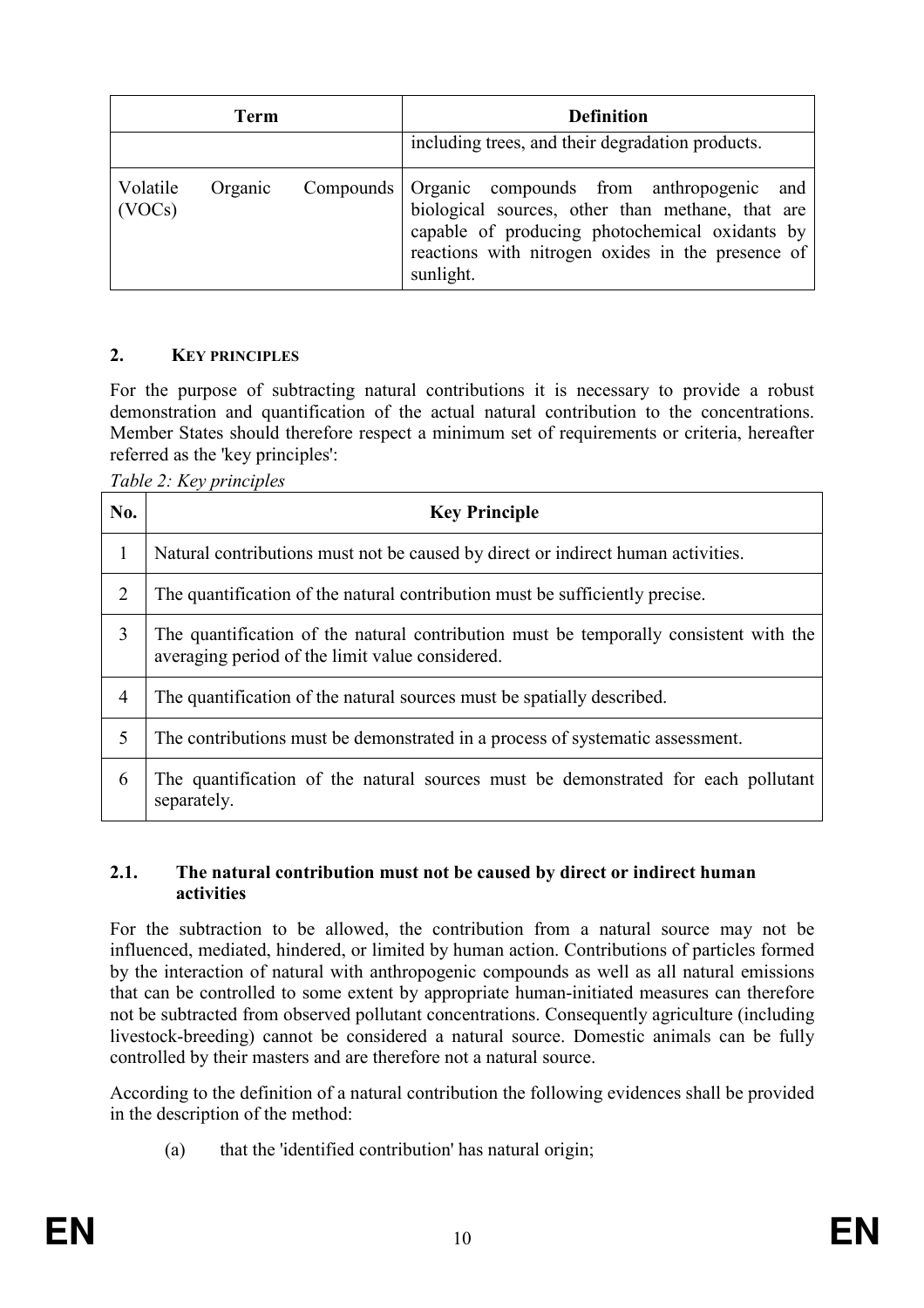| Term | Definition |
|---|---|
| | including trees, and their degradation products. |
| Volatile Organic Compounds (VOCs) | Organic compounds from anthropogenic and biological sources, other than methane, that are capable of producing photochemical oxidants by reactions with nitrogen oxides in the presence of sunlight. |

## 2. KEY PRINCIPLES

For the purpose of subtracting natural contributions it is necessary to provide a robust demonstration and quantification of the actual natural contribution to the concentrations. Member States should therefore respect a minimum set of requirements or criteria, hereafter referred as the 'key principles':

*Table 2: Key principles*

| No. | Key Principle |
|---|---|
| 1 | Natural contributions must not be caused by direct or indirect human activities. |
| 2 | The quantification of the natural contribution must be sufficiently precise. |
| 3 | The quantification of the natural contribution must be temporally consistent with the averaging period of the limit value considered. |
| 4 | The quantification of the natural sources must be spatially described. |
| 5 | The contributions must be demonstrated in a process of systematic assessment. |
| 6 | The quantification of the natural sources must be demonstrated for each pollutant separately. |

### 2.1. The natural contribution must not be caused by direct or indirect human activities

For the subtraction to be allowed, the contribution from a natural source may not be influenced, mediated, hindered, or limited by human action. Contributions of particles formed by the interaction of natural with anthropogenic compounds as well as all natural emissions that can be controlled to some extent by appropriate human-initiated measures can therefore not be subtracted from observed pollutant concentrations. Consequently agriculture (including livestock-breeding) cannot be considered a natural source. Domestic animals can be fully controlled by their masters and are therefore not a natural source.

According to the definition of a natural contribution the following evidences shall be provided in the description of the method:

(a) that the 'identified contribution' has natural origin;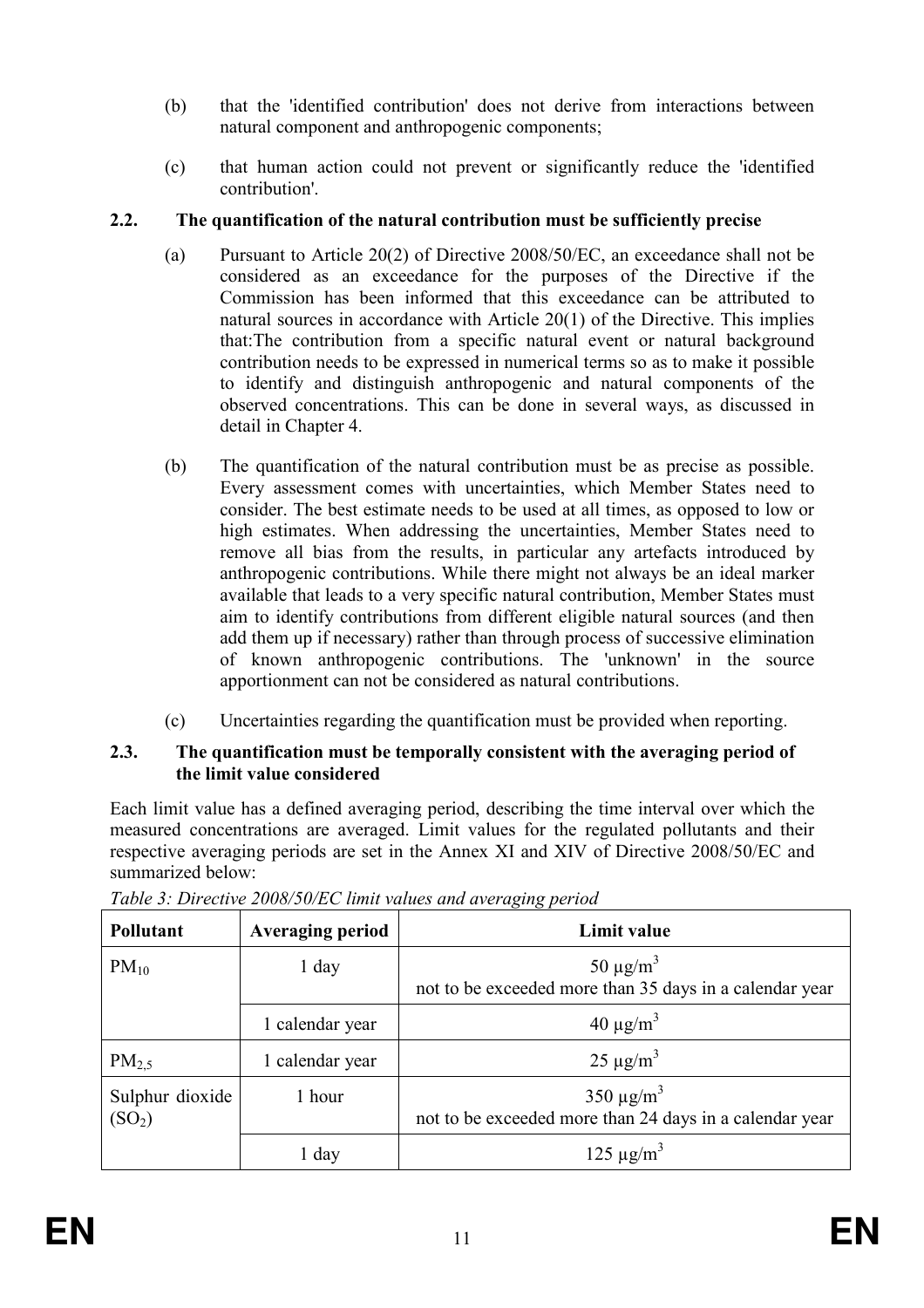(b) that the 'identified contribution' does not derive from interactions between natural component and anthropogenic components;

(c) that human action could not prevent or significantly reduce the 'identified contribution'.

### 2.2. The quantification of the natural contribution must be sufficiently precise

(a) Pursuant to Article 20(2) of Directive 2008/50/EC, an exceedance shall not be considered as an exceedance for the purposes of the Directive if the Commission has been informed that this exceedance can be attributed to natural sources in accordance with Article 20(1) of the Directive. This implies that:The contribution from a specific natural event or natural background contribution needs to be expressed in numerical terms so as to make it possible to identify and distinguish anthropogenic and natural components of the observed concentrations. This can be done in several ways, as discussed in detail in Chapter 4.

(b) The quantification of the natural contribution must be as precise as possible. Every assessment comes with uncertainties, which Member States need to consider. The best estimate needs to be used at all times, as opposed to low or high estimates. When addressing the uncertainties, Member States need to remove all bias from the results, in particular any artefacts introduced by anthropogenic contributions. While there might not always be an ideal marker available that leads to a very specific natural contribution, Member States must aim to identify contributions from different eligible natural sources (and then add them up if necessary) rather than through process of successive elimination of known anthropogenic contributions. The 'unknown' in the source apportionment can not be considered as natural contributions.

(c) Uncertainties regarding the quantification must be provided when reporting.

### 2.3. The quantification must be temporally consistent with the averaging period of the limit value considered

Each limit value has a defined averaging period, describing the time interval over which the measured concentrations are averaged. Limit values for the regulated pollutants and their respective averaging periods are set in the Annex XI and XIV of Directive 2008/50/EC and summarized below:

*Table 3: Directive 2008/50/EC limit values and averaging period*

| Pollutant | Averaging period | Limit value |
|---|---|---|
| $PM_{10}$ | 1 day | 50 µg/m$^3$ not to be exceeded more than 35 days in a calendar year |
| | 1 calendar year | 40 µg/m$^3$ |
| $PM_{2,5}$ | 1 calendar year | 25 µg/m$^3$ |
| Sulphur dioxide ($SO_2$) | 1 hour | 350 µg/m$^3$ not to be exceeded more than 24 days in a calendar year |
| | 1 day | 125 µg/m$^3$ |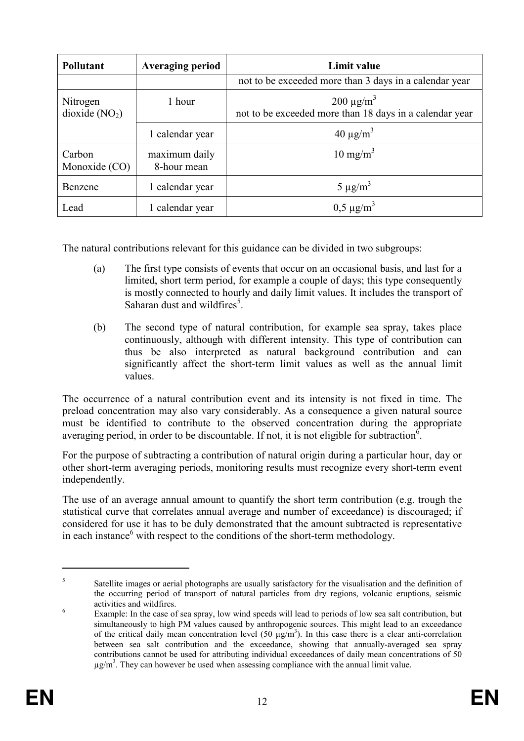| Pollutant | Averaging period | Limit value |
| --- | --- | --- |
| | | not to be exceeded more than 3 days in a calendar year |
| Nitrogen dioxide ($NO_2$) | 1 hour | 200 µg/m$^3$ not to be exceeded more than 18 days in a calendar year |
| | 1 calendar year | 40 µg/m$^3$ |
| Carbon Monoxide (CO) | maximum daily 8-hour mean | 10 mg/m$^3$ |
| Benzene | 1 calendar year | 5 µg/m$^3$ |
| Lead | 1 calendar year | 0,5 µg/m$^3$ |

The natural contributions relevant for this guidance can be divided in two subgroups:

(a) The first type consists of events that occur on an occasional basis, and last for a limited, short term period, for example a couple of days; this type consequently is mostly connected to hourly and daily limit values. It includes the transport of Saharan dust and wildfires[5].

(b) The second type of natural contribution, for example sea spray, takes place continuously, although with different intensity. This type of contribution can thus be also interpreted as natural background contribution and can significantly affect the short-term limit values as well as the annual limit values.

The occurrence of a natural contribution event and its intensity is not fixed in time. The preload concentration may also vary considerably. As a consequence a given natural source must be identified to contribute to the observed concentration during the appropriate averaging period, in order to be discountable. If not, it is not eligible for subtraction[6].

For the purpose of subtracting a contribution of natural origin during a particular hour, day or other short-term averaging periods, monitoring results must recognize every short-term event independently.

The use of an average annual amount to quantify the short term contribution (e.g. trough the statistical curve that correlates annual average and number of exceedance) is discouraged; if considered for use it has to be duly demonstrated that the amount subtracted is representative in each instance[6] with respect to the conditions of the short-term methodology.

---

[5] Satellite images or aerial photographs are usually satisfactory for the visualisation and the definition of the occurring period of transport of natural particles from dry regions, volcanic eruptions, seismic activities and wildfires.

[6] Example: In the case of sea spray, low wind speeds will lead to periods of low sea salt contribution, but simultaneously to high PM values caused by anthropogenic sources. This might lead to an exceedance of the critical daily mean concentration level (50 µg/m$^3$). In this case there is a clear anti-correlation between sea salt contribution and the exceedance, showing that annually-averaged sea spray contributions cannot be used for attributing individual exceedances of daily mean concentrations of 50 µg/m$^3$. They can however be used when assessing compliance with the annual limit value.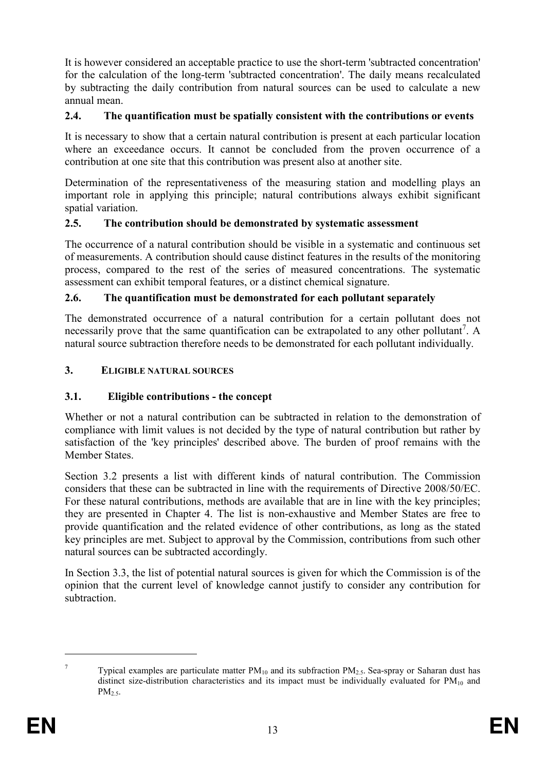It is however considered an acceptable practice to use the short-term 'subtracted concentration' for the calculation of the long-term 'subtracted concentration'. The daily means recalculated by subtracting the daily contribution from natural sources can be used to calculate a new annual mean.

### 2.4. The quantification must be spatially consistent with the contributions or events

It is necessary to show that a certain natural contribution is present at each particular location where an exceedance occurs. It cannot be concluded from the proven occurrence of a contribution at one site that this contribution was present also at another site.

Determination of the representativeness of the measuring station and modelling plays an important role in applying this principle; natural contributions always exhibit significant spatial variation.

### 2.5. The contribution should be demonstrated by systematic assessment

The occurrence of a natural contribution should be visible in a systematic and continuous set of measurements. A contribution should cause distinct features in the results of the monitoring process, compared to the rest of the series of measured concentrations. The systematic assessment can exhibit temporal features, or a distinct chemical signature.

### 2.6. The quantification must be demonstrated for each pollutant separately

The demonstrated occurrence of a natural contribution for a certain pollutant does not necessarily prove that the same quantification can be extrapolated to any other pollutant[7]. A natural source subtraction therefore needs to be demonstrated for each pollutant individually.

## 3. ELIGIBLE NATURAL SOURCES

### 3.1. Eligible contributions - the concept

Whether or not a natural contribution can be subtracted in relation to the demonstration of compliance with limit values is not decided by the type of natural contribution but rather by satisfaction of the 'key principles' described above. The burden of proof remains with the Member States.

Section 3.2 presents a list with different kinds of natural contribution. The Commission considers that these can be subtracted in line with the requirements of Directive 2008/50/EC. For these natural contributions, methods are available that are in line with the key principles; they are presented in Chapter 4. The list is non-exhaustive and Member States are free to provide quantification and the related evidence of other contributions, as long as the stated key principles are met. Subject to approval by the Commission, contributions from such other natural sources can be subtracted accordingly.

In Section 3.3, the list of potential natural sources is given for which the Commission is of the opinion that the current level of knowledge cannot justify to consider any contribution for subtraction.

---

[7] Typical examples are particulate matter $PM_{10}$ and its subfraction $PM_{2.5}$. Sea-spray or Saharan dust has distinct size-distribution characteristics and its impact must be individually evaluated for $PM_{10}$ and $PM_{2.5}$.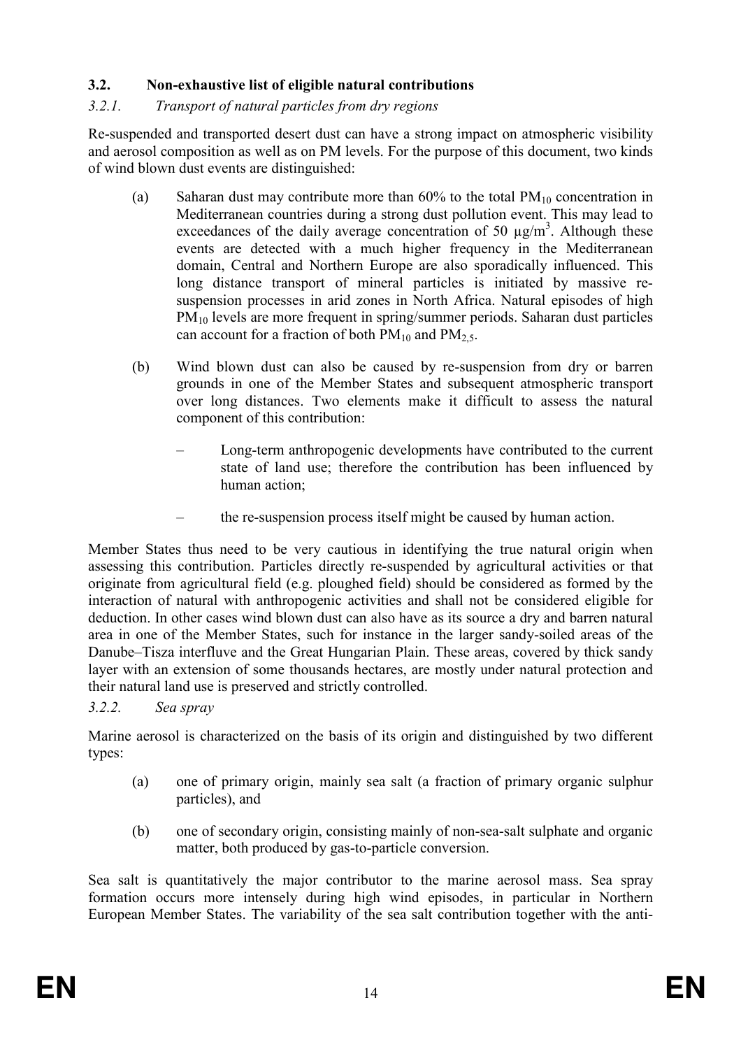### 3.2. Non-exhaustive list of eligible natural contributions

#### *3.2.1. Transport of natural particles from dry regions*

Re-suspended and transported desert dust can have a strong impact on atmospheric visibility and aerosol composition as well as on PM levels. For the purpose of this document, two kinds of wind blown dust events are distinguished:

(a) Saharan dust may contribute more than 60% to the total $PM_{10}$ concentration in Mediterranean countries during a strong dust pollution event. This may lead to exceedances of the daily average concentration of 50 $\mu g/m^3$. Although these events are detected with a much higher frequency in the Mediterranean domain, Central and Northern Europe are also sporadically influenced. This long distance transport of mineral particles is initiated by massive re-suspension processes in arid zones in North Africa. Natural episodes of high $PM_{10}$ levels are more frequent in spring/summer periods. Saharan dust particles can account for a fraction of both $PM_{10}$ and $PM_{2,5}$.

(b) Wind blown dust can also be caused by re-suspension from dry or barren grounds in one of the Member States and subsequent atmospheric transport over long distances. Two elements make it difficult to assess the natural component of this contribution:

– Long-term anthropogenic developments have contributed to the current state of land use; therefore the contribution has been influenced by human action;

– the re-suspension process itself might be caused by human action.

Member States thus need to be very cautious in identifying the true natural origin when assessing this contribution. Particles directly re-suspended by agricultural activities or that originate from agricultural field (e.g. ploughed field) should be considered as formed by the interaction of natural with anthropogenic activities and shall not be considered eligible for deduction. In other cases wind blown dust can also have as its source a dry and barren natural area in one of the Member States, such for instance in the larger sandy-soiled areas of the Danube–Tisza interfluve and the Great Hungarian Plain. These areas, covered by thick sandy layer with an extension of some thousands hectares, are mostly under natural protection and their natural land use is preserved and strictly controlled.

#### *3.2.2. Sea spray*

Marine aerosol is characterized on the basis of its origin and distinguished by two different types:

(a) one of primary origin, mainly sea salt (a fraction of primary organic sulphur particles), and

(b) one of secondary origin, consisting mainly of non-sea-salt sulphate and organic matter, both produced by gas-to-particle conversion.

Sea salt is quantitatively the major contributor to the marine aerosol mass. Sea spray formation occurs more intensely during high wind episodes, in particular in Northern European Member States. The variability of the sea salt contribution together with the anti-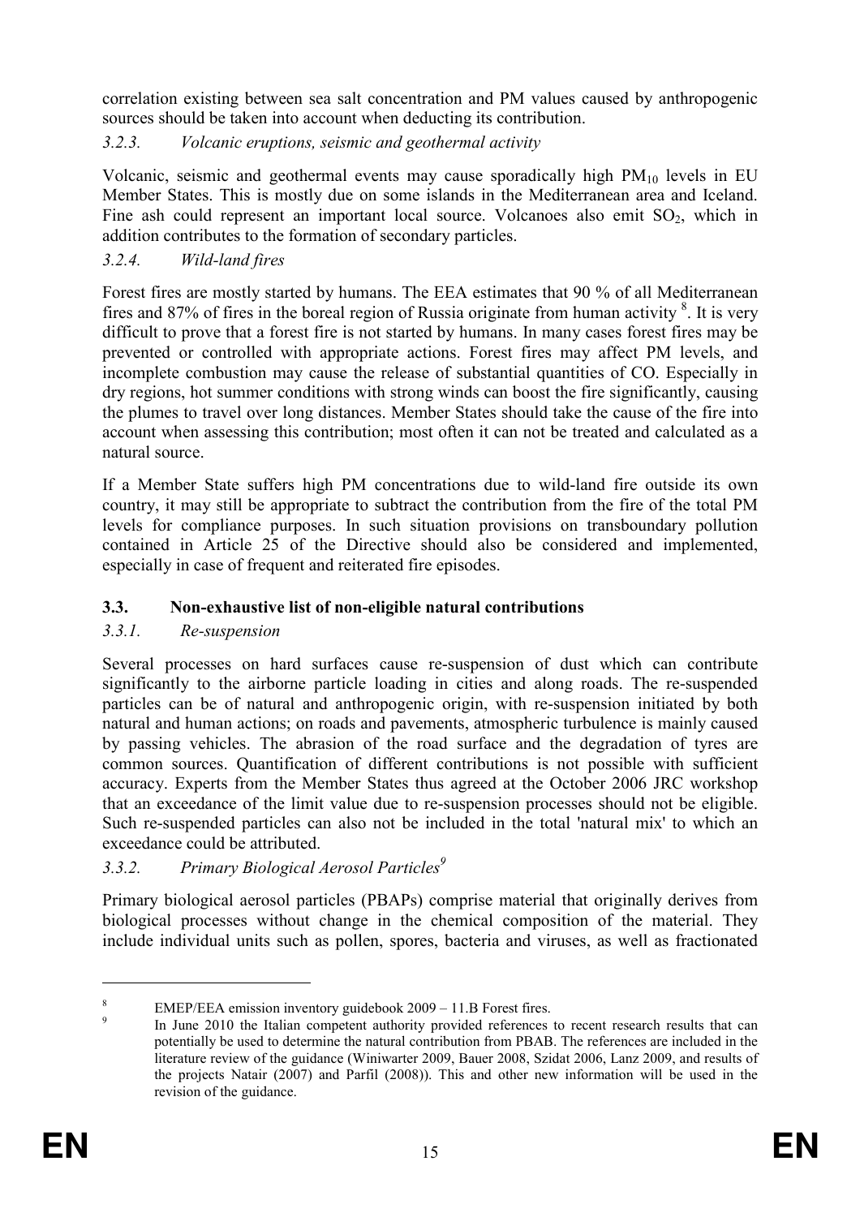correlation existing between sea salt concentration and PM values caused by anthropogenic sources should be taken into account when deducting its contribution.

### *3.2.3. Volcanic eruptions, seismic and geothermal activity*

Volcanic, seismic and geothermal events may cause sporadically high $PM_{10}$ levels in EU Member States. This is mostly due on some islands in the Mediterranean area and Iceland. Fine ash could represent an important local source. Volcanoes also emit $SO_2$, which in addition contributes to the formation of secondary particles.

### *3.2.4. Wild-land fires*

Forest fires are mostly started by humans. The EEA estimates that 90 % of all Mediterranean fires and 87% of fires in the boreal region of Russia originate from human activity [8]. It is very difficult to prove that a forest fire is not started by humans. In many cases forest fires may be prevented or controlled with appropriate actions. Forest fires may affect PM levels, and incomplete combustion may cause the release of substantial quantities of CO. Especially in dry regions, hot summer conditions with strong winds can boost the fire significantly, causing the plumes to travel over long distances. Member States should take the cause of the fire into account when assessing this contribution; most often it can not be treated and calculated as a natural source.

If a Member State suffers high PM concentrations due to wild-land fire outside its own country, it may still be appropriate to subtract the contribution from the fire of the total PM levels for compliance purposes. In such situation provisions on transboundary pollution contained in Article 25 of the Directive should also be considered and implemented, especially in case of frequent and reiterated fire episodes.

## **3.3. Non-exhaustive list of non-eligible natural contributions**

### *3.3.1. Re-suspension*

Several processes on hard surfaces cause re-suspension of dust which can contribute significantly to the airborne particle loading in cities and along roads. The re-suspended particles can be of natural and anthropogenic origin, with re-suspension initiated by both natural and human actions; on roads and pavements, atmospheric turbulence is mainly caused by passing vehicles. The abrasion of the road surface and the degradation of tyres are common sources. Quantification of different contributions is not possible with sufficient accuracy. Experts from the Member States thus agreed at the October 2006 JRC workshop that an exceedance of the limit value due to re-suspension processes should not be eligible. Such re-suspended particles can also not be included in the total 'natural mix' to which an exceedance could be attributed.

### *3.3.2. Primary Biological Aerosol Particles[9]*

Primary biological aerosol particles (PBAPs) comprise material that originally derives from biological processes without change in the chemical composition of the material. They include individual units such as pollen, spores, bacteria and viruses, as well as fractionated

---

[8] EMEP/EEA emission inventory guidebook 2009 – 11.B Forest fires.

[9] In June 2010 the Italian competent authority provided references to recent research results that can potentially be used to determine the natural contribution from PBAB. The references are included in the literature review of the guidance (Winiwarter 2009, Bauer 2008, Szidat 2006, Lanz 2009, and results of the projects Natair (2007) and Parfil (2008)). This and other new information will be used in the revision of the guidance.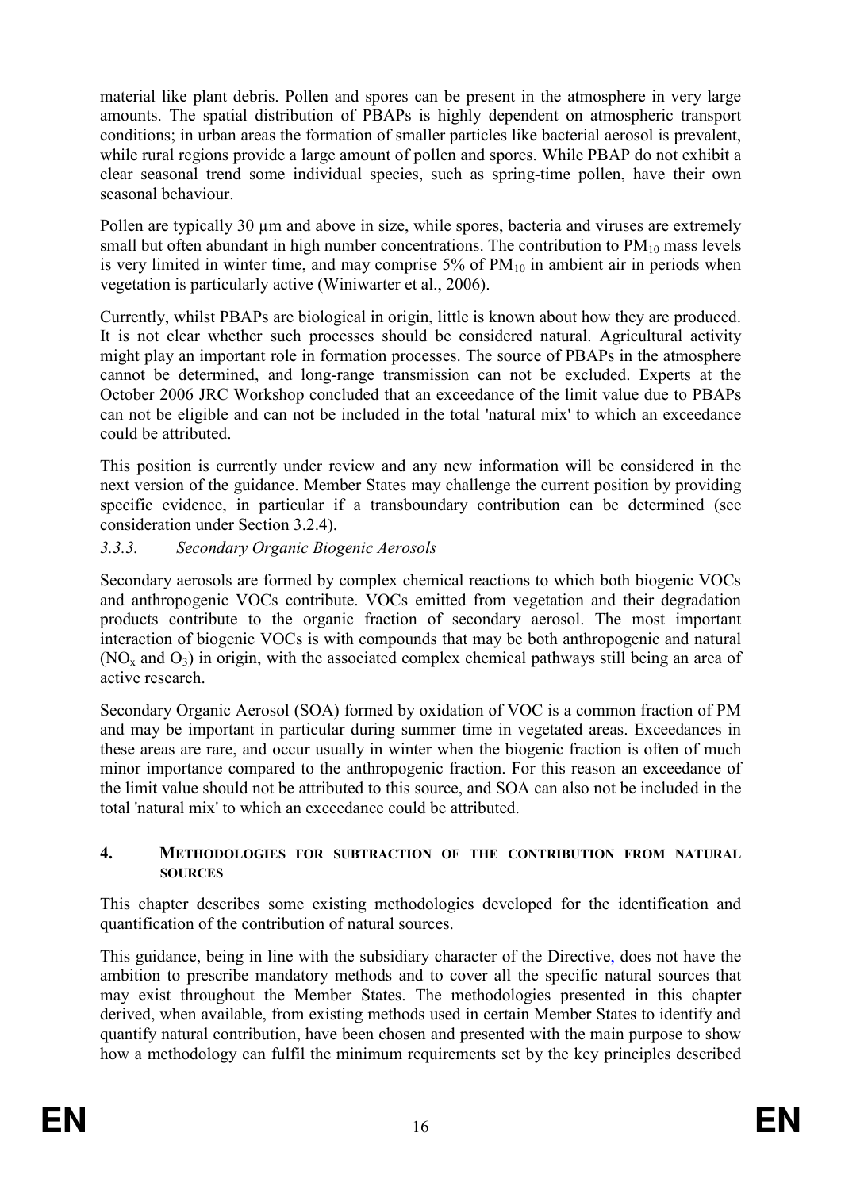material like plant debris. Pollen and spores can be present in the atmosphere in very large amounts. The spatial distribution of PBAPs is highly dependent on atmospheric transport conditions; in urban areas the formation of smaller particles like bacterial aerosol is prevalent, while rural regions provide a large amount of pollen and spores. While PBAP do not exhibit a clear seasonal trend some individual species, such as spring-time pollen, have their own seasonal behaviour.

Pollen are typically 30 µm and above in size, while spores, bacteria and viruses are extremely small but often abundant in high number concentrations. The contribution to $PM_{10}$ mass levels is very limited in winter time, and may comprise 5% of $PM_{10}$ in ambient air in periods when vegetation is particularly active (Winiwarter et al., 2006).

Currently, whilst PBAPs are biological in origin, little is known about how they are produced. It is not clear whether such processes should be considered natural. Agricultural activity might play an important role in formation processes. The source of PBAPs in the atmosphere cannot be determined, and long-range transmission can not be excluded. Experts at the October 2006 JRC Workshop concluded that an exceedance of the limit value due to PBAPs can not be eligible and can not be included in the total 'natural mix' to which an exceedance could be attributed.

This position is currently under review and any new information will be considered in the next version of the guidance. Member States may challenge the current position by providing specific evidence, in particular if a transboundary contribution can be determined (see consideration under Section 3.2.4).

### *3.3.3. Secondary Organic Biogenic Aerosols*

Secondary aerosols are formed by complex chemical reactions to which both biogenic VOCs and anthropogenic VOCs contribute. VOCs emitted from vegetation and their degradation products contribute to the organic fraction of secondary aerosol. The most important interaction of biogenic VOCs is with compounds that may be both anthropogenic and natural ($NO_x$ and $O_3$) in origin, with the associated complex chemical pathways still being an area of active research.

Secondary Organic Aerosol (SOA) formed by oxidation of VOC is a common fraction of PM and may be important in particular during summer time in vegetated areas. Exceedances in these areas are rare, and occur usually in winter when the biogenic fraction is often of much minor importance compared to the anthropogenic fraction. For this reason an exceedance of the limit value should not be attributed to this source, and SOA can also not be included in the total 'natural mix' to which an exceedance could be attributed.

## 4. METHODOLOGIES FOR SUBTRACTION OF THE CONTRIBUTION FROM NATURAL SOURCES

This chapter describes some existing methodologies developed for the identification and quantification of the contribution of natural sources.

This guidance, being in line with the subsidiary character of the Directive, does not have the ambition to prescribe mandatory methods and to cover all the specific natural sources that may exist throughout the Member States. The methodologies presented in this chapter derived, when available, from existing methods used in certain Member States to identify and quantify natural contribution, have been chosen and presented with the main purpose to show how a methodology can fulfil the minimum requirements set by the key principles described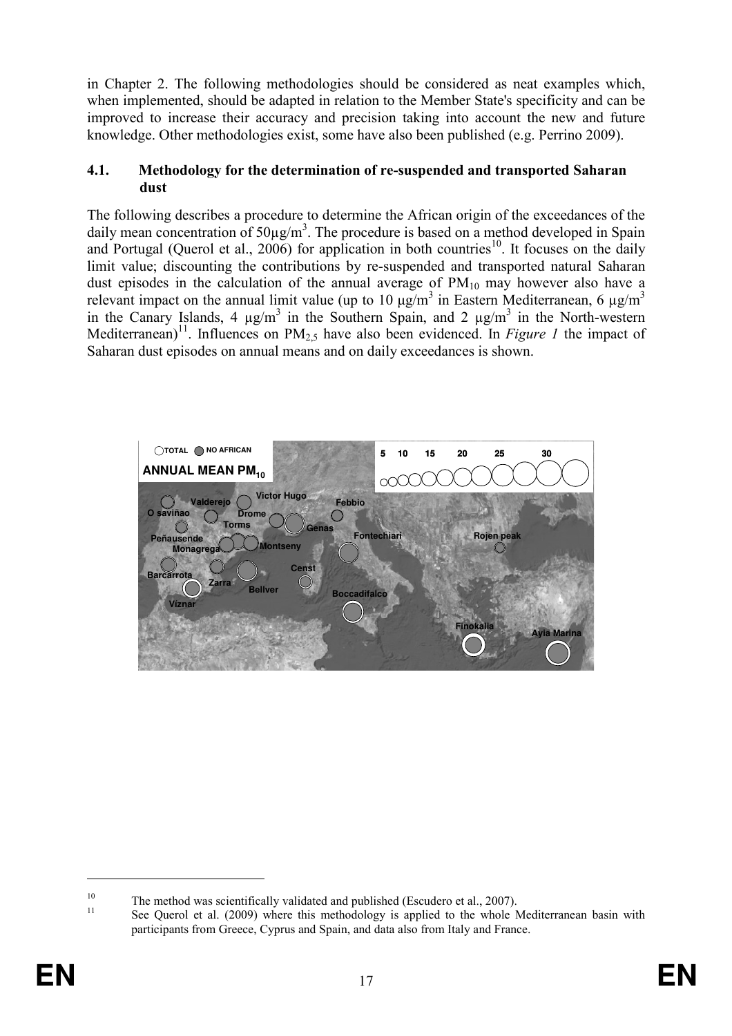in Chapter 2. The following methodologies should be considered as neat examples which, when implemented, should be adapted in relation to the Member State's specificity and can be improved to increase their accuracy and precision taking into account the new and future knowledge. Other methodologies exist, some have also been published (e.g. Perrino 2009).

### 4.1. Methodology for the determination of re-suspended and transported Saharan dust

The following describes a procedure to determine the African origin of the exceedances of the daily mean concentration of $50\mu g/m^3$. The procedure is based on a method developed in Spain and Portugal (Querol et al., 2006) for application in both countries[10]. It focuses on the daily limit value; discounting the contributions by re-suspended and transported natural Saharan dust episodes in the calculation of the annual average of $PM_{10}$ may however also have a relevant impact on the annual limit value (up to 10 $\mu g/m^3$ in Eastern Mediterranean, 6 $\mu g/m^3$ in the Canary Islands, 4 $\mu g/m^3$ in the Southern Spain, and 2 $\mu g/m^3$ in the North-western Mediterranean)[11]. Influences on $PM_{2,5}$ have also been evidenced. In *Figure 1* the impact of Saharan dust episodes on annual means and on daily exceedances is shown.

---

[10] The method was scientifically validated and published (Escudero et al., 2007).

[11] See Querol et al. (2009) where this methodology is applied to the whole Mediterranean basin with participants from Greece, Cyprus and Spain, and data also from Italy and France.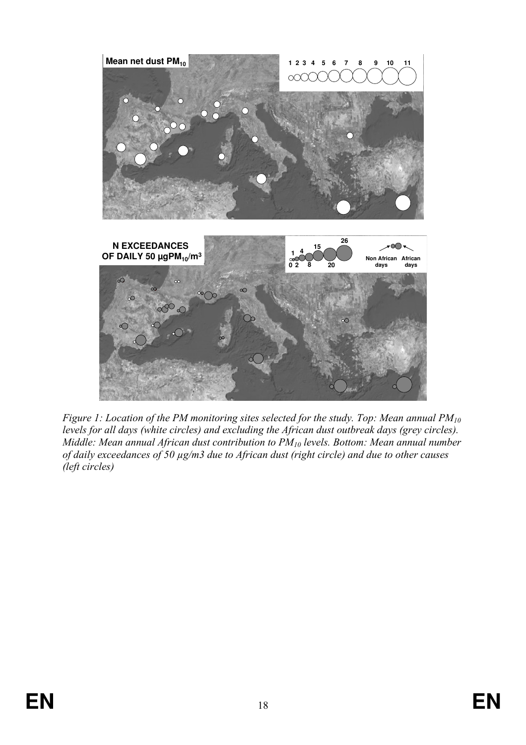Mean net dust $PM_{10}$

1 2 3 4 5 6 7 8 9 10 11

N EXCEEDANCES OF DAILY 50 $\mu gPM_{10}/m^3$

0 1 2 4 8 15 20 26

Non African days African days

*Figure 1: Location of the PM monitoring sites selected for the study. Top: Mean annual $PM_{10}$ levels for all days (white circles) and excluding the African dust outbreak days (grey circles). Middle: Mean annual African dust contribution to $PM_{10}$ levels. Bottom: Mean annual number of daily exceedances of 50 µg/m3 due to African dust (right circle) and due to other causes (left circles)*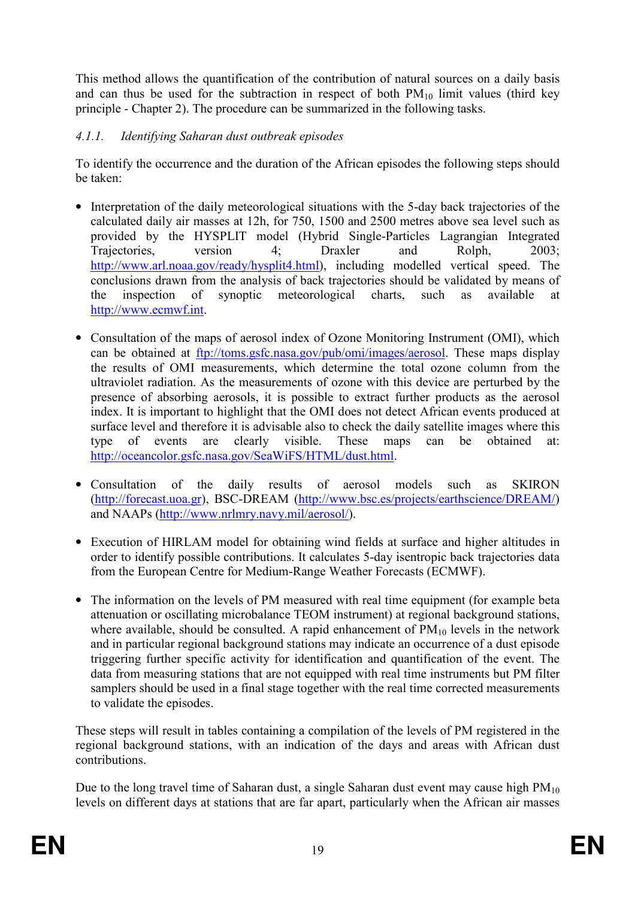This method allows the quantification of the contribution of natural sources on a daily basis and can thus be used for the subtraction in respect of both $PM_{10}$ limit values (third key principle - Chapter 2). The procedure can be summarized in the following tasks.

### *4.1.1. Identifying Saharan dust outbreak episodes*

To identify the occurrence and the duration of the African episodes the following steps should be taken:

- Interpretation of the daily meteorological situations with the 5-day back trajectories of the calculated daily air masses at 12h, for 750, 1500 and 2500 metres above sea level such as provided by the HYSPLIT model (Hybrid Single-Particles Lagrangian Integrated Trajectories, version 4; Draxler and Rolph, 2003; http://www.arl.noaa.gov/ready/hysplit4.html), including modelled vertical speed. The conclusions drawn from the analysis of back trajectories should be validated by means of the inspection of synoptic meteorological charts, such as available at http://www.ecmwf.int.

- Consultation of the maps of aerosol index of Ozone Monitoring Instrument (OMI), which can be obtained at ftp://toms.gsfc.nasa.gov/pub/omi/images/aerosol. These maps display the results of OMI measurements, which determine the total ozone column from the ultraviolet radiation. As the measurements of ozone with this device are perturbed by the presence of absorbing aerosols, it is possible to extract further products as the aerosol index. It is important to highlight that the OMI does not detect African events produced at surface level and therefore it is advisable also to check the daily satellite images where this type of events are clearly visible. These maps can be obtained at: http://oceancolor.gsfc.nasa.gov/SeaWiFS/HTML/dust.html.

- Consultation of the daily results of aerosol models such as SKIRON (http://forecast.uoa.gr), BSC-DREAM (http://www.bsc.es/projects/earthscience/DREAM/) and NAAPs (http://www.nrlmry.navy.mil/aerosol/).

- Execution of HIRLAM model for obtaining wind fields at surface and higher altitudes in order to identify possible contributions. It calculates 5-day isentropic back trajectories data from the European Centre for Medium-Range Weather Forecasts (ECMWF).

- The information on the levels of PM measured with real time equipment (for example beta attenuation or oscillating microbalance TEOM instrument) at regional background stations, where available, should be consulted. A rapid enhancement of $PM_{10}$ levels in the network and in particular regional background stations may indicate an occurrence of a dust episode triggering further specific activity for identification and quantification of the event. The data from measuring stations that are not equipped with real time instruments but PM filter samplers should be used in a final stage together with the real time corrected measurements to validate the episodes.

These steps will result in tables containing a compilation of the levels of PM registered in the regional background stations, with an indication of the days and areas with African dust contributions.

Due to the long travel time of Saharan dust, a single Saharan dust event may cause high $PM_{10}$ levels on different days at stations that are far apart, particularly when the African air masses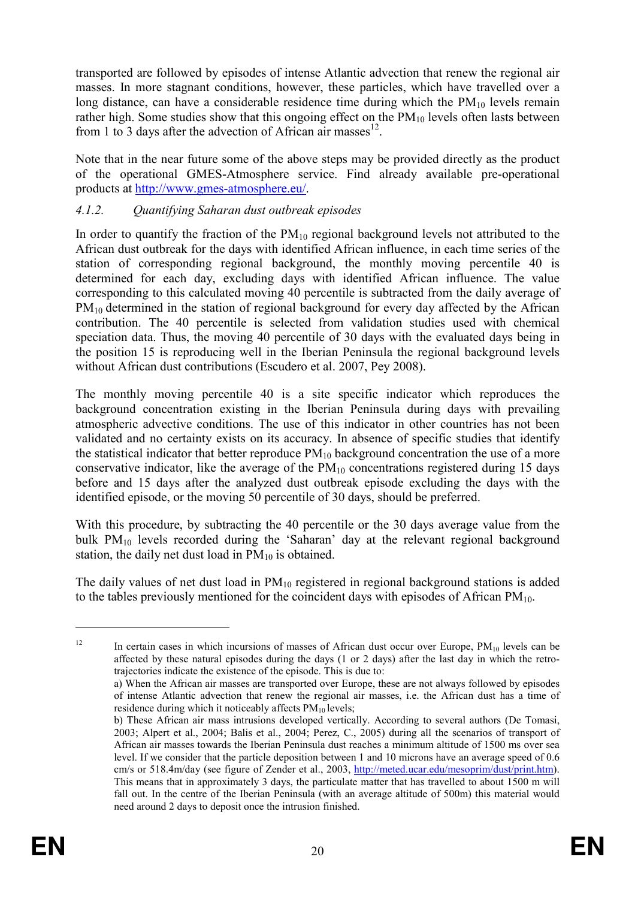transported are followed by episodes of intense Atlantic advection that renew the regional air masses. In more stagnant conditions, however, these particles, which have travelled over a long distance, can have a considerable residence time during which the $PM_{10}$ levels remain rather high. Some studies show that this ongoing effect on the $PM_{10}$ levels often lasts between from 1 to 3 days after the advection of African air masses[12].

Note that in the near future some of the above steps may be provided directly as the product of the operational GMES-Atmosphere service. Find already available pre-operational products at http://www.gmes-atmosphere.eu/.

### 4.1.2. *Quantifying Saharan dust outbreak episodes*

In order to quantify the fraction of the $PM_{10}$ regional background levels not attributed to the African dust outbreak for the days with identified African influence, in each time series of the station of corresponding regional background, the monthly moving percentile 40 is determined for each day, excluding days with identified African influence. The value corresponding to this calculated moving 40 percentile is subtracted from the daily average of $PM_{10}$ determined in the station of regional background for every day affected by the African contribution. The 40 percentile is selected from validation studies used with chemical speciation data. Thus, the moving 40 percentile of 30 days with the evaluated days being in the position 15 is reproducing well in the Iberian Peninsula the regional background levels without African dust contributions (Escudero et al. 2007, Pey 2008).

The monthly moving percentile 40 is a site specific indicator which reproduces the background concentration existing in the Iberian Peninsula during days with prevailing atmospheric advective conditions. The use of this indicator in other countries has not been validated and no certainty exists on its accuracy. In absence of specific studies that identify the statistical indicator that better reproduce $PM_{10}$ background concentration the use of a more conservative indicator, like the average of the $PM_{10}$ concentrations registered during 15 days before and 15 days after the analyzed dust outbreak episode excluding the days with the identified episode, or the moving 50 percentile of 30 days, should be preferred.

With this procedure, by subtracting the 40 percentile or the 30 days average value from the bulk $PM_{10}$ levels recorded during the 'Saharan' day at the relevant regional background station, the daily net dust load in $PM_{10}$ is obtained.

The daily values of net dust load in $PM_{10}$ registered in regional background stations is added to the tables previously mentioned for the coincident days with episodes of African $PM_{10}$.

---

[12] In certain cases in which incursions of masses of African dust occur over Europe, $PM_{10}$ levels can be affected by these natural episodes during the days (1 or 2 days) after the last day in which the retro-trajectories indicate the existence of the episode. This is due to:

a) When the African air masses are transported over Europe, these are not always followed by episodes of intense Atlantic advection that renew the regional air masses, i.e. the African dust has a time of residence during which it noticeably affects $PM_{10}$ levels;

b) These African air mass intrusions developed vertically. According to several authors (De Tomasi, 2003; Alpert et al., 2004; Balis et al., 2004; Perez, C., 2005) during all the scenarios of transport of African air masses towards the Iberian Peninsula dust reaches a minimum altitude of 1500 ms over sea level. If we consider that the particle deposition between 1 and 10 microns have an average speed of 0.6 cm/s or 518.4m/day (see figure of Zender et al., 2003, http://meted.ucar.edu/mesoprim/dust/print.htm). This means that in approximately 3 days, the particulate matter that has travelled to about 1500 m will fall out. In the centre of the Iberian Peninsula (with an average altitude of 500m) this material would need around 2 days to deposit once the intrusion finished.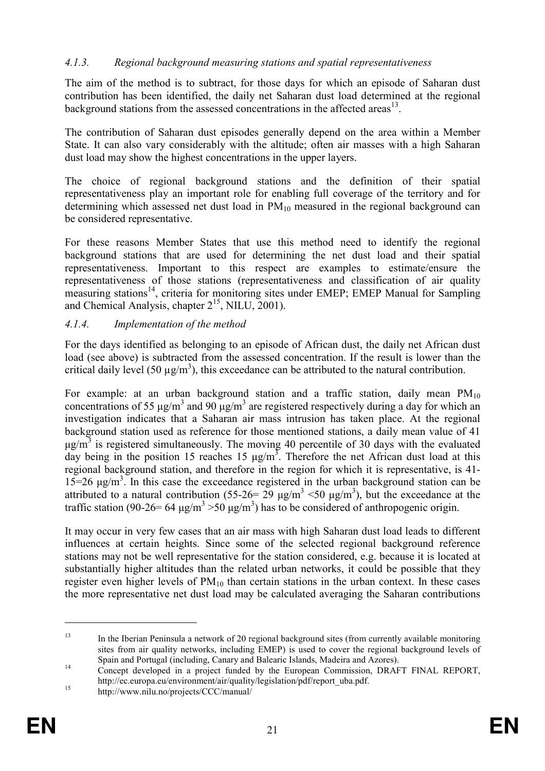#### *4.1.3. Regional background measuring stations and spatial representativeness*

The aim of the method is to subtract, for those days for which an episode of Saharan dust contribution has been identified, the daily net Saharan dust load determined at the regional background stations from the assessed concentrations in the affected areas[13].

The contribution of Saharan dust episodes generally depend on the area within a Member State. It can also vary considerably with the altitude; often air masses with a high Saharan dust load may show the highest concentrations in the upper layers.

The choice of regional background stations and the definition of their spatial representativeness play an important role for enabling full coverage of the territory and for determining which assessed net dust load in $PM_{10}$ measured in the regional background can be considered representative.

For these reasons Member States that use this method need to identify the regional background stations that are used for determining the net dust load and their spatial representativeness. Important to this respect are examples to estimate/ensure the representativeness of those stations (representativeness and classification of air quality measuring stations[14], criteria for monitoring sites under EMEP; EMEP Manual for Sampling and Chemical Analysis, chapter 2[15], NILU, 2001).

#### *4.1.4. Implementation of the method*

For the days identified as belonging to an episode of African dust, the daily net African dust load (see above) is subtracted from the assessed concentration. If the result is lower than the critical daily level (50 $\mu g/m^3$), this exceedance can be attributed to the natural contribution.

For example: at an urban background station and a traffic station, daily mean $PM_{10}$ concentrations of 55 $\mu g/m^3$ and 90 $\mu g/m^3$ are registered respectively during a day for which an investigation indicates that a Saharan air mass intrusion has taken place. At the regional background station used as reference for those mentioned stations, a daily mean value of 41 $\mu g/m^3$ is registered simultaneously. The moving 40 percentile of 30 days with the evaluated day being in the position 15 reaches 15 $\mu g/m^3$. Therefore the net African dust load at this regional background station, and therefore in the region for which it is representative, is 41-15=26 $\mu g/m^3$. In this case the exceedance registered in the urban background station can be attributed to a natural contribution (55-26= 29 $\mu g/m^3$ <50 $\mu g/m^3$), but the exceedance at the traffic station (90-26= 64 $\mu g/m^3$ >50 $\mu g/m^3$) has to be considered of anthropogenic origin.

It may occur in very few cases that an air mass with high Saharan dust load leads to different influences at certain heights. Since some of the selected regional background reference stations may not be well representative for the station considered, e.g. because it is located at substantially higher altitudes than the related urban networks, it could be possible that they register even higher levels of $PM_{10}$ than certain stations in the urban context. In these cases the more representative net dust load may be calculated averaging the Saharan contributions

---

[13] In the Iberian Peninsula a network of 20 regional background sites (from currently available monitoring sites from air quality networks, including EMEP) is used to cover the regional background levels of Spain and Portugal (including, Canary and Balearic Islands, Madeira and Azores).

[14] Concept developed in a project funded by the European Commission, DRAFT FINAL REPORT, http://ec.europa.eu/environment/air/quality/legislation/pdf/report_uba.pdf.

[15] http://www.nilu.no/projects/CCC/manual/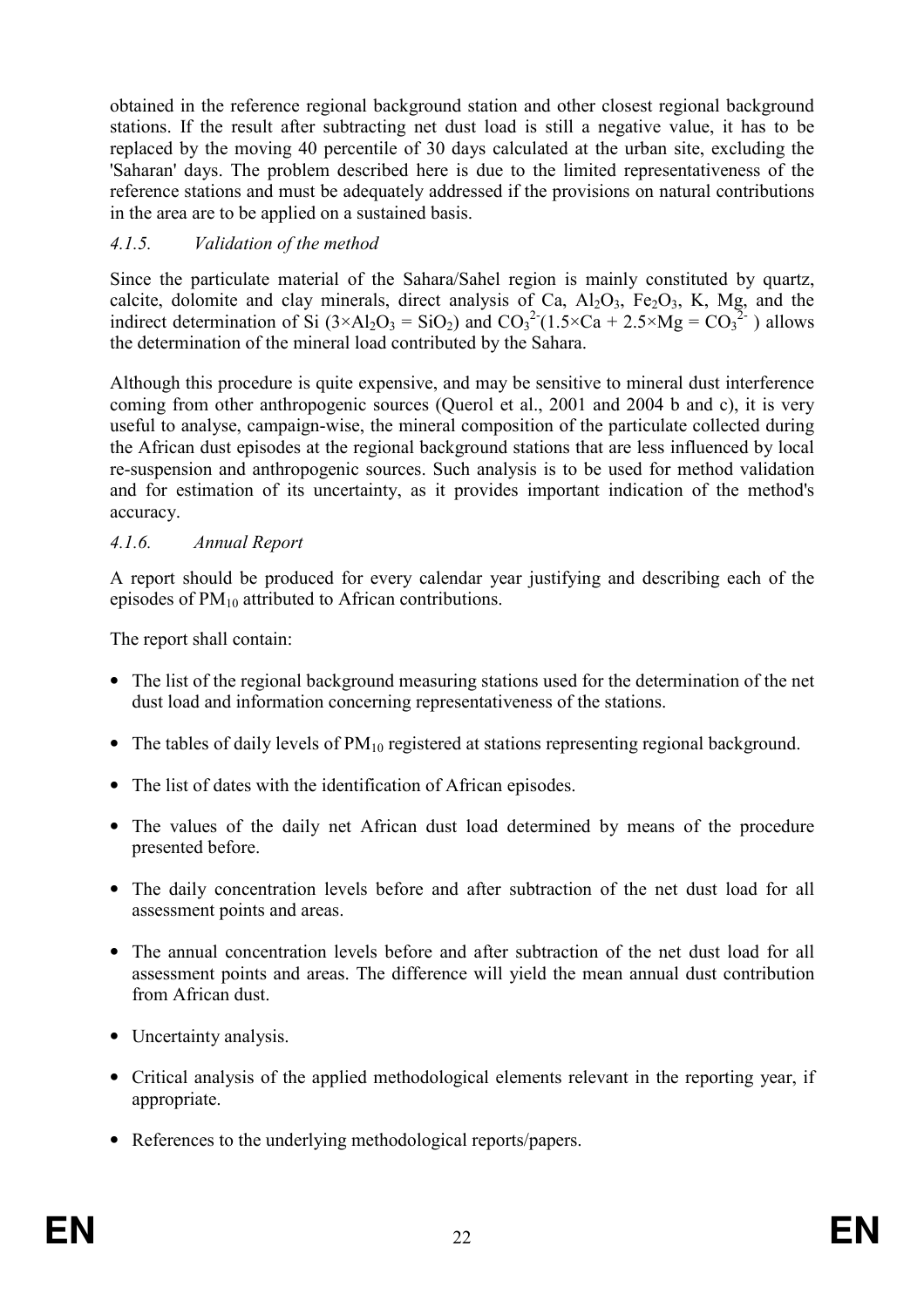obtained in the reference regional background station and other closest regional background stations. If the result after subtracting net dust load is still a negative value, it has to be replaced by the moving 40 percentile of 30 days calculated at the urban site, excluding the 'Saharan' days. The problem described here is due to the limited representativeness of the reference stations and must be adequately addressed if the provisions on natural contributions in the area are to be applied on a sustained basis.

#### *4.1.5. Validation of the method*

Since the particulate material of the Sahara/Sahel region is mainly constituted by quartz, calcite, dolomite and clay minerals, direct analysis of Ca, $Al_2O_3$, $Fe_2O_3$, K, Mg, and the indirect determination of Si ($3\times Al_2O_3 = SiO_2$) and $CO_3^{2-}$($1.5\times Ca + 2.5\times Mg = CO_3^{2-}$ ) allows the determination of the mineral load contributed by the Sahara.

Although this procedure is quite expensive, and may be sensitive to mineral dust interference coming from other anthropogenic sources (Querol et al., 2001 and 2004 b and c), it is very useful to analyse, campaign-wise, the mineral composition of the particulate collected during the African dust episodes at the regional background stations that are less influenced by local re-suspension and anthropogenic sources. Such analysis is to be used for method validation and for estimation of its uncertainty, as it provides important indication of the method's accuracy.

#### *4.1.6. Annual Report*

A report should be produced for every calendar year justifying and describing each of the episodes of $PM_{10}$ attributed to African contributions.

The report shall contain:

- The list of the regional background measuring stations used for the determination of the net dust load and information concerning representativeness of the stations.
- The tables of daily levels of $PM_{10}$ registered at stations representing regional background.
- The list of dates with the identification of African episodes.
- The values of the daily net African dust load determined by means of the procedure presented before.
- The daily concentration levels before and after subtraction of the net dust load for all assessment points and areas.
- The annual concentration levels before and after subtraction of the net dust load for all assessment points and areas. The difference will yield the mean annual dust contribution from African dust.
- Uncertainty analysis.
- Critical analysis of the applied methodological elements relevant in the reporting year, if appropriate.
- References to the underlying methodological reports/papers.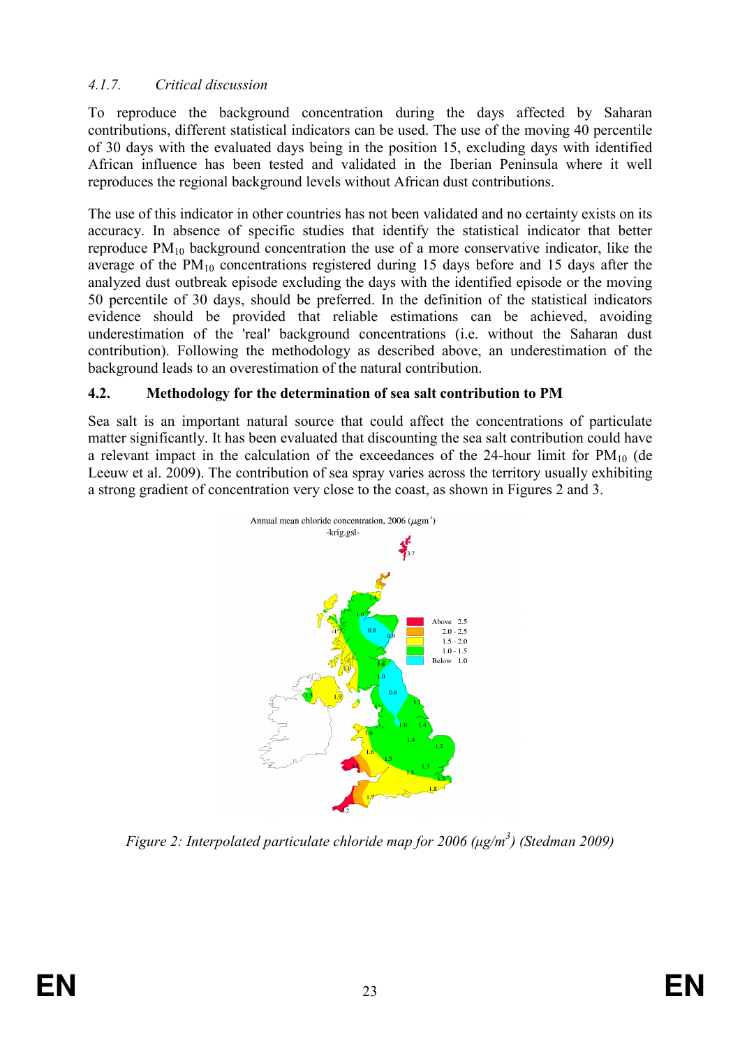#### *4.1.7. Critical discussion*

To reproduce the background concentration during the days affected by Saharan contributions, different statistical indicators can be used. The use of the moving 40 percentile of 30 days with the evaluated days being in the position 15, excluding days with identified African influence has been tested and validated in the Iberian Peninsula where it well reproduces the regional background levels without African dust contributions.

The use of this indicator in other countries has not been validated and no certainty exists on its accuracy. In absence of specific studies that identify the statistical indicator that better reproduce $PM_{10}$ background concentration the use of a more conservative indicator, like the average of the $PM_{10}$ concentrations registered during 15 days before and 15 days after the analyzed dust outbreak episode excluding the days with the identified episode or the moving 50 percentile of 30 days, should be preferred. In the definition of the statistical indicators evidence should be provided that reliable estimations can be achieved, avoiding underestimation of the 'real' background concentrations (i.e. without the Saharan dust contribution). Following the methodology as described above, an underestimation of the background leads to an overestimation of the natural contribution.

### 4.2. Methodology for the determination of sea salt contribution to PM

Sea salt is an important natural source that could affect the concentrations of particulate matter significantly. It has been evaluated that discounting the sea salt contribution could have a relevant impact in the calculation of the exceedances of the 24-hour limit for $PM_{10}$ (de Leeuw et al. 2009). The contribution of sea spray varies across the territory usually exhibiting a strong gradient of concentration very close to the coast, as shown in Figures 2 and 3.

*Figure 2: Interpolated particulate chloride map for 2006 (μg/m³) (Stedman 2009)*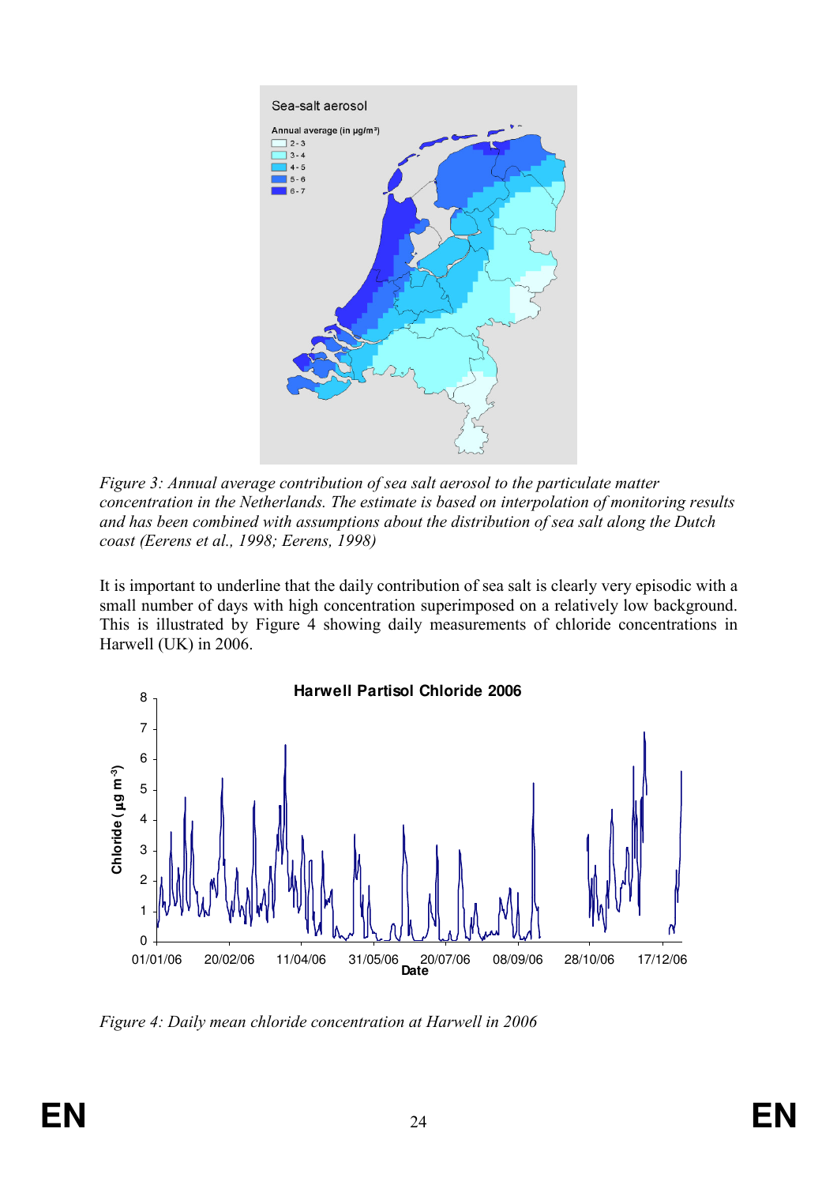*Figure 3: Annual average contribution of sea salt aerosol to the particulate matter concentration in the Netherlands. The estimate is based on interpolation of monitoring results and has been combined with assumptions about the distribution of sea salt along the Dutch coast (Eerens et al., 1998; Eerens, 1998)*

It is important to underline that the daily contribution of sea salt is clearly very episodic with a small number of days with high concentration superimposed on a relatively low background. This is illustrated by Figure 4 showing daily measurements of chloride concentrations in Harwell (UK) in 2006.

*Figure 4: Daily mean chloride concentration at Harwell in 2006*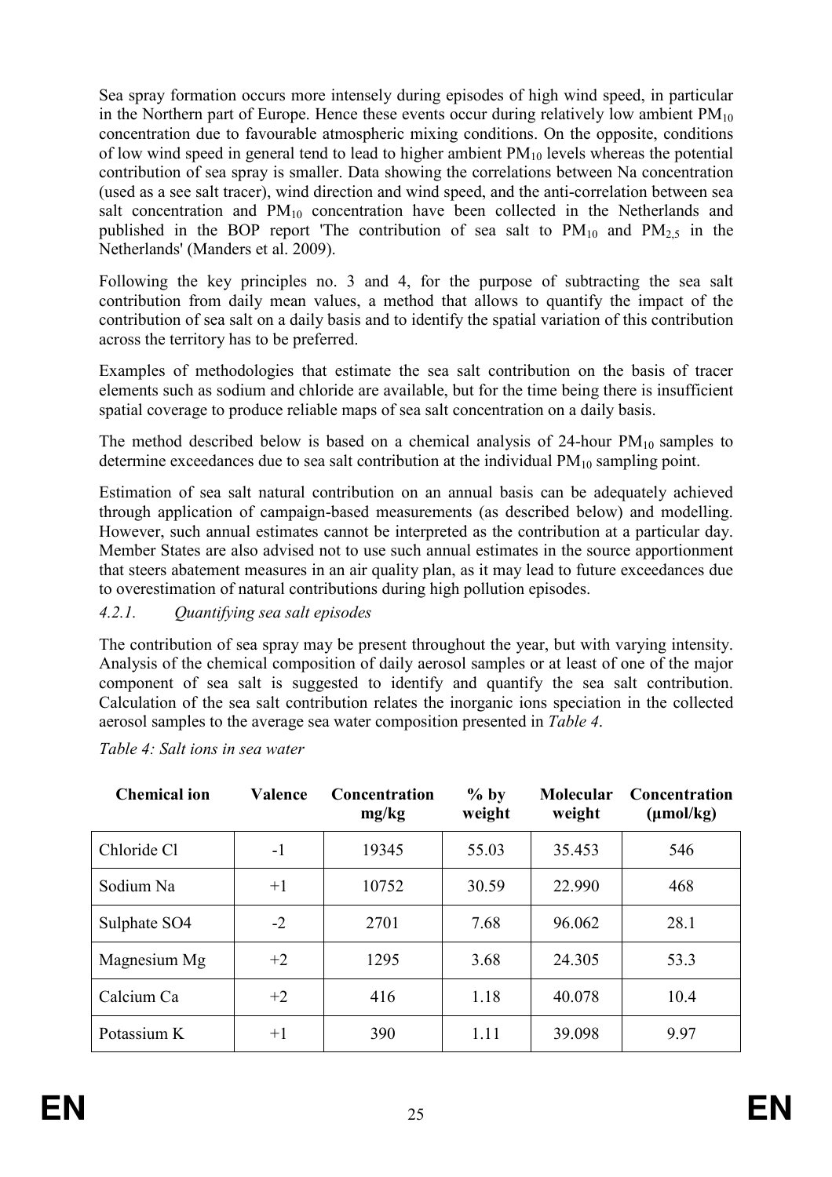Sea spray formation occurs more intensely during episodes of high wind speed, in particular in the Northern part of Europe. Hence these events occur during relatively low ambient $PM_{10}$ concentration due to favourable atmospheric mixing conditions. On the opposite, conditions of low wind speed in general tend to lead to higher ambient $PM_{10}$ levels whereas the potential contribution of sea spray is smaller. Data showing the correlations between Na concentration (used as a see salt tracer), wind direction and wind speed, and the anti-correlation between sea salt concentration and $PM_{10}$ concentration have been collected in the Netherlands and published in the BOP report 'The contribution of sea salt to $PM_{10}$ and $PM_{2,5}$ in the Netherlands' (Manders et al. 2009).

Following the key principles no. 3 and 4, for the purpose of subtracting the sea salt contribution from daily mean values, a method that allows to quantify the impact of the contribution of sea salt on a daily basis and to identify the spatial variation of this contribution across the territory has to be preferred.

Examples of methodologies that estimate the sea salt contribution on the basis of tracer elements such as sodium and chloride are available, but for the time being there is insufficient spatial coverage to produce reliable maps of sea salt concentration on a daily basis.

The method described below is based on a chemical analysis of 24-hour $PM_{10}$ samples to determine exceedances due to sea salt contribution at the individual $PM_{10}$ sampling point.

Estimation of sea salt natural contribution on an annual basis can be adequately achieved through application of campaign-based measurements (as described below) and modelling. However, such annual estimates cannot be interpreted as the contribution at a particular day. Member States are also advised not to use such annual estimates in the source apportionment that steers abatement measures in an air quality plan, as it may lead to future exceedances due to overestimation of natural contributions during high pollution episodes.

#### *4.2.1. Quantifying sea salt episodes*

The contribution of sea spray may be present throughout the year, but with varying intensity. Analysis of the chemical composition of daily aerosol samples or at least of one of the major component of sea salt is suggested to identify and quantify the sea salt contribution. Calculation of the sea salt contribution relates the inorganic ions speciation in the collected aerosol samples to the average sea water composition presented in *Table 4*.

*Table 4: Salt ions in sea water*

| Chemical ion | Valence | Concentration mg/kg | % by weight | Molecular weight | Concentration (µmol/kg) |
|---|---|---|---|---|---|
| Chloride Cl | -1 | 19345 | 55.03 | 35.453 | 546 |
| Sodium Na | +1 | 10752 | 30.59 | 22.990 | 468 |
| Sulphate SO4 | -2 | 2701 | 7.68 | 96.062 | 28.1 |
| Magnesium Mg | +2 | 1295 | 3.68 | 24.305 | 53.3 |
| Calcium Ca | +2 | 416 | 1.18 | 40.078 | 10.4 |
| Potassium K | +1 | 390 | 1.11 | 39.098 | 9.97 |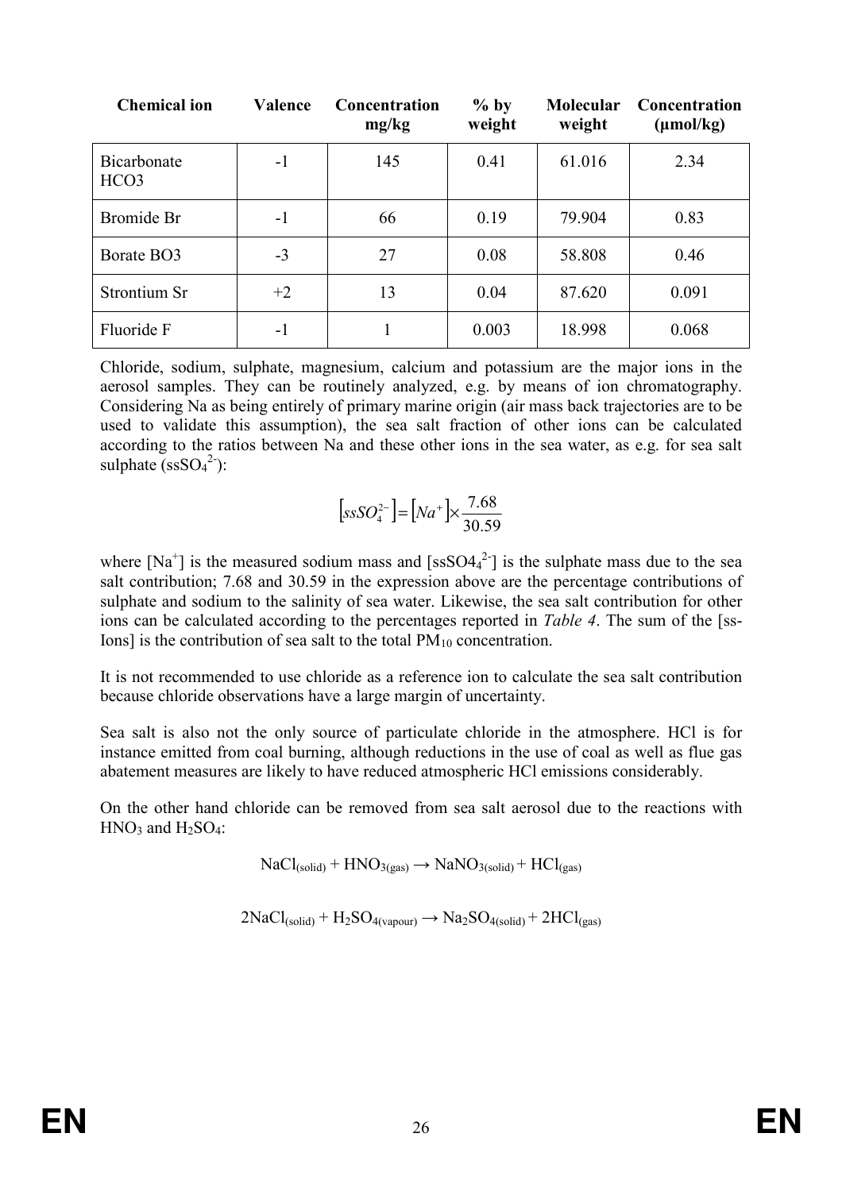| Chemical ion | Valence | Concentration mg/kg | % by weight | Molecular weight | Concentration (µmol/kg) |
|---|---|---|---|---|---|
| Bicarbonate HCO3 | -1 | 145 | 0.41 | 61.016 | 2.34 |
| Bromide Br | -1 | 66 | 0.19 | 79.904 | 0.83 |
| Borate BO3 | -3 | 27 | 0.08 | 58.808 | 0.46 |
| Strontium Sr | +2 | 13 | 0.04 | 87.620 | 0.091 |
| Fluoride F | -1 | 1 | 0.003 | 18.998 | 0.068 |

Chloride, sodium, sulphate, magnesium, calcium and potassium are the major ions in the aerosol samples. They can be routinely analyzed, e.g. by means of ion chromatography. Considering Na as being entirely of primary marine origin (air mass back trajectories are to be used to validate this assumption), the sea salt fraction of other ions can be calculated according to the ratios between Na and these other ions in the sea water, as e.g. for sea salt sulphate ($ssSO_4^{2-}$):

$$[ssSO_4^{2-}] = [Na^+] \times \frac{7.68}{30.59}$$

where $[Na^+]$ is the measured sodium mass and $[ssSO4_4^{2-}]$ is the sulphate mass due to the sea salt contribution; 7.68 and 30.59 in the expression above are the percentage contributions of sulphate and sodium to the salinity of sea water. Likewise, the sea salt contribution for other ions can be calculated according to the percentages reported in *Table 4*. The sum of the [ss-Ions] is the contribution of sea salt to the total $PM_{10}$ concentration.

It is not recommended to use chloride as a reference ion to calculate the sea salt contribution because chloride observations have a large margin of uncertainty.

Sea salt is also not the only source of particulate chloride in the atmosphere. HCl is for instance emitted from coal burning, although reductions in the use of coal as well as flue gas abatement measures are likely to have reduced atmospheric HCl emissions considerably.

On the other hand chloride can be removed from sea salt aerosol due to the reactions with $HNO_3$ and $H_2SO_4$:

$$NaCl_{(solid)} + HNO_{3(gas)} \rightarrow NaNO_{3(solid)} + HCl_{(gas)}$$

$$2NaCl_{(solid)} + H_2SO_{4(vapour)} \rightarrow Na_2SO_{4(solid)} + 2HCl_{(gas)}$$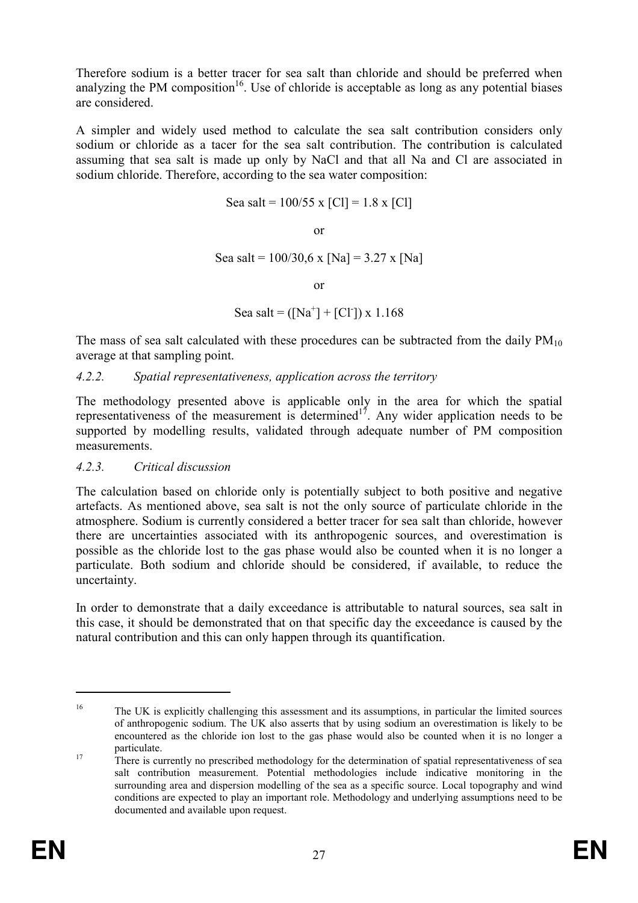Therefore sodium is a better tracer for sea salt than chloride and should be preferred when analyzing the PM composition[16]. Use of chloride is acceptable as long as any potential biases are considered.

A simpler and widely used method to calculate the sea salt contribution considers only sodium or chloride as a tacer for the sea salt contribution. The contribution is calculated assuming that sea salt is made up only by NaCl and that all Na and Cl are associated in sodium chloride. Therefore, according to the sea water composition:

$$\text{Sea salt} = 100/55 \times [Cl] = 1.8 \times [Cl]$$

or

$$\text{Sea salt} = 100/30{,}6 \times [Na] = 3.27 \times [Na]$$

or

$$\text{Sea salt} = ([Na^+] + [Cl^-]) \times 1.168$$

The mass of sea salt calculated with these procedures can be subtracted from the daily $PM_{10}$ average at that sampling point.

#### *4.2.2. Spatial representativeness, application across the territory*

The methodology presented above is applicable only in the area for which the spatial representativeness of the measurement is determined[17]. Any wider application needs to be supported by modelling results, validated through adequate number of PM composition measurements.

#### *4.2.3. Critical discussion*

The calculation based on chloride only is potentially subject to both positive and negative artefacts. As mentioned above, sea salt is not the only source of particulate chloride in the atmosphere. Sodium is currently considered a better tracer for sea salt than chloride, however there are uncertainties associated with its anthropogenic sources, and overestimation is possible as the chloride lost to the gas phase would also be counted when it is no longer a particulate. Both sodium and chloride should be considered, if available, to reduce the uncertainty.

In order to demonstrate that a daily exceedance is attributable to natural sources, sea salt in this case, it should be demonstrated that on that specific day the exceedance is caused by the natural contribution and this can only happen through its quantification.

---

[16] The UK is explicitly challenging this assessment and its assumptions, in particular the limited sources of anthropogenic sodium. The UK also asserts that by using sodium an overestimation is likely to be encountered as the chloride ion lost to the gas phase would also be counted when it is no longer a particulate.

[17] There is currently no prescribed methodology for the determination of spatial representativeness of sea salt contribution measurement. Potential methodologies include indicative monitoring in the surrounding area and dispersion modelling of the sea as a specific source. Local topography and wind conditions are expected to play an important role. Methodology and underlying assumptions need to be documented and available upon request.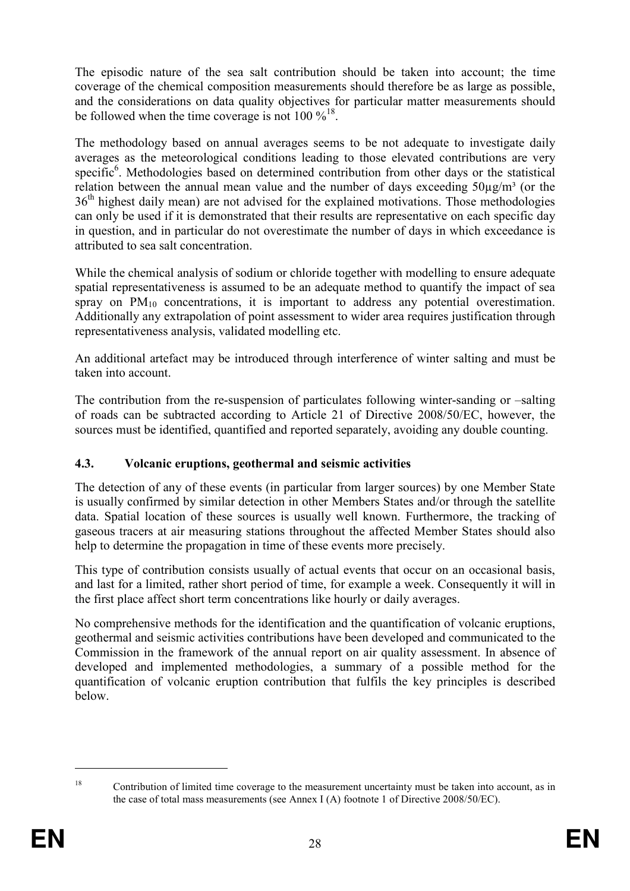The episodic nature of the sea salt contribution should be taken into account; the time coverage of the chemical composition measurements should therefore be as large as possible, and the considerations on data quality objectives for particular matter measurements should be followed when the time coverage is not 100 %[18].

The methodology based on annual averages seems to be not adequate to investigate daily averages as the meteorological conditions leading to those elevated contributions are very specific[6]. Methodologies based on determined contribution from other days or the statistical relation between the annual mean value and the number of days exceeding 50µg/m³ (or the 36th highest daily mean) are not advised for the explained motivations. Those methodologies can only be used if it is demonstrated that their results are representative on each specific day in question, and in particular do not overestimate the number of days in which exceedance is attributed to sea salt concentration.

While the chemical analysis of sodium or chloride together with modelling to ensure adequate spatial representativeness is assumed to be an adequate method to quantify the impact of sea spray on $PM_{10}$ concentrations, it is important to address any potential overestimation. Additionally any extrapolation of point assessment to wider area requires justification through representativeness analysis, validated modelling etc.

An additional artefact may be introduced through interference of winter salting and must be taken into account.

The contribution from the re-suspension of particulates following winter-sanding or –salting of roads can be subtracted according to Article 21 of Directive 2008/50/EC, however, the sources must be identified, quantified and reported separately, avoiding any double counting.

### 4.3. Volcanic eruptions, geothermal and seismic activities

The detection of any of these events (in particular from larger sources) by one Member State is usually confirmed by similar detection in other Members States and/or through the satellite data. Spatial location of these sources is usually well known. Furthermore, the tracking of gaseous tracers at air measuring stations throughout the affected Member States should also help to determine the propagation in time of these events more precisely.

This type of contribution consists usually of actual events that occur on an occasional basis, and last for a limited, rather short period of time, for example a week. Consequently it will in the first place affect short term concentrations like hourly or daily averages.

No comprehensive methods for the identification and the quantification of volcanic eruptions, geothermal and seismic activities contributions have been developed and communicated to the Commission in the framework of the annual report on air quality assessment. In absence of developed and implemented methodologies, a summary of a possible method for the quantification of volcanic eruption contribution that fulfils the key principles is described below.

---

[18] Contribution of limited time coverage to the measurement uncertainty must be taken into account, as in the case of total mass measurements (see Annex I (A) footnote 1 of Directive 2008/50/EC).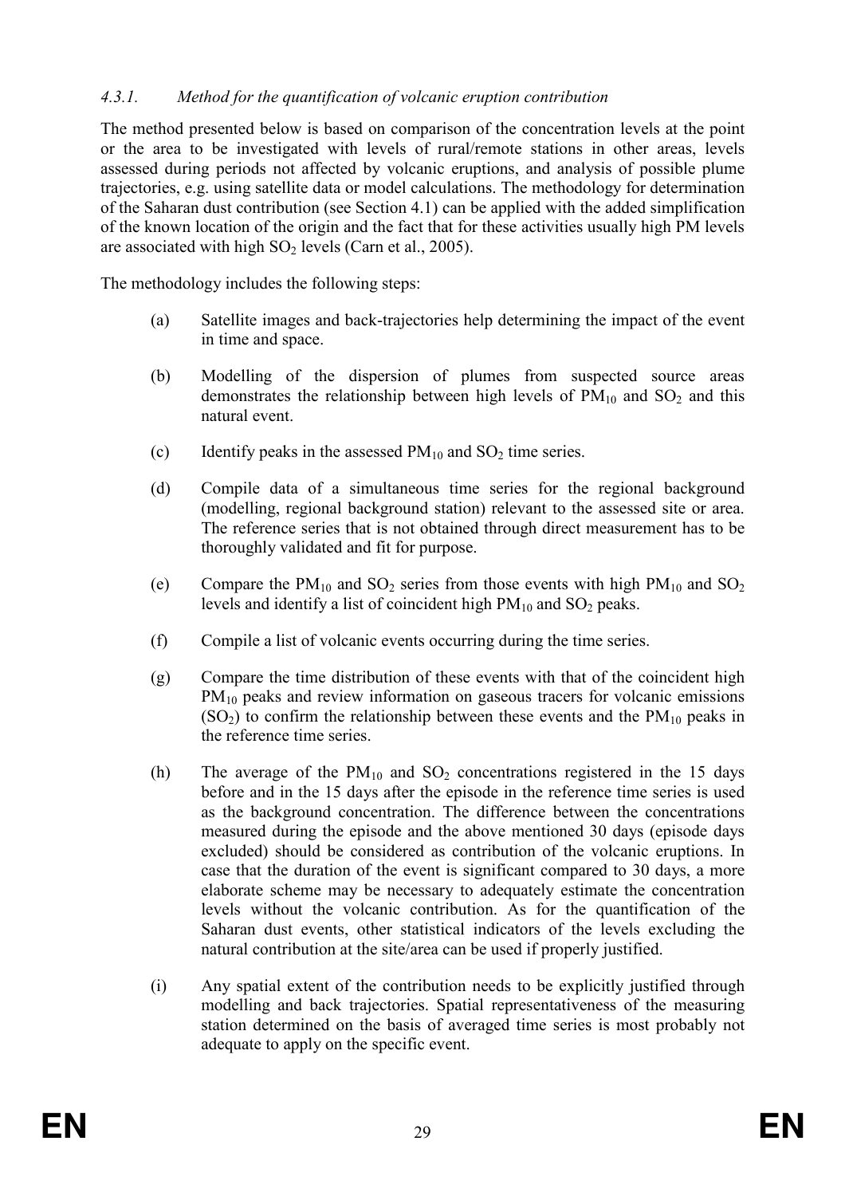### *4.3.1. Method for the quantification of volcanic eruption contribution*

The method presented below is based on comparison of the concentration levels at the point or the area to be investigated with levels of rural/remote stations in other areas, levels assessed during periods not affected by volcanic eruptions, and analysis of possible plume trajectories, e.g. using satellite data or model calculations. The methodology for determination of the Saharan dust contribution (see Section 4.1) can be applied with the added simplification of the known location of the origin and the fact that for these activities usually high PM levels are associated with high $SO_2$ levels (Carn et al., 2005).

The methodology includes the following steps:

(a) Satellite images and back-trajectories help determining the impact of the event in time and space.

(b) Modelling of the dispersion of plumes from suspected source areas demonstrates the relationship between high levels of $PM_{10}$ and $SO_2$ and this natural event.

(c) Identify peaks in the assessed $PM_{10}$ and $SO_2$ time series.

(d) Compile data of a simultaneous time series for the regional background (modelling, regional background station) relevant to the assessed site or area. The reference series that is not obtained through direct measurement has to be thoroughly validated and fit for purpose.

(e) Compare the $PM_{10}$ and $SO_2$ series from those events with high $PM_{10}$ and $SO_2$ levels and identify a list of coincident high $PM_{10}$ and $SO_2$ peaks.

(f) Compile a list of volcanic events occurring during the time series.

(g) Compare the time distribution of these events with that of the coincident high $PM_{10}$ peaks and review information on gaseous tracers for volcanic emissions ($SO_2$) to confirm the relationship between these events and the $PM_{10}$ peaks in the reference time series.

(h) The average of the $PM_{10}$ and $SO_2$ concentrations registered in the 15 days before and in the 15 days after the episode in the reference time series is used as the background concentration. The difference between the concentrations measured during the episode and the above mentioned 30 days (episode days excluded) should be considered as contribution of the volcanic eruptions. In case that the duration of the event is significant compared to 30 days, a more elaborate scheme may be necessary to adequately estimate the concentration levels without the volcanic contribution. As for the quantification of the Saharan dust events, other statistical indicators of the levels excluding the natural contribution at the site/area can be used if properly justified.

(i) Any spatial extent of the contribution needs to be explicitly justified through modelling and back trajectories. Spatial representativeness of the measuring station determined on the basis of averaged time series is most probably not adequate to apply on the specific event.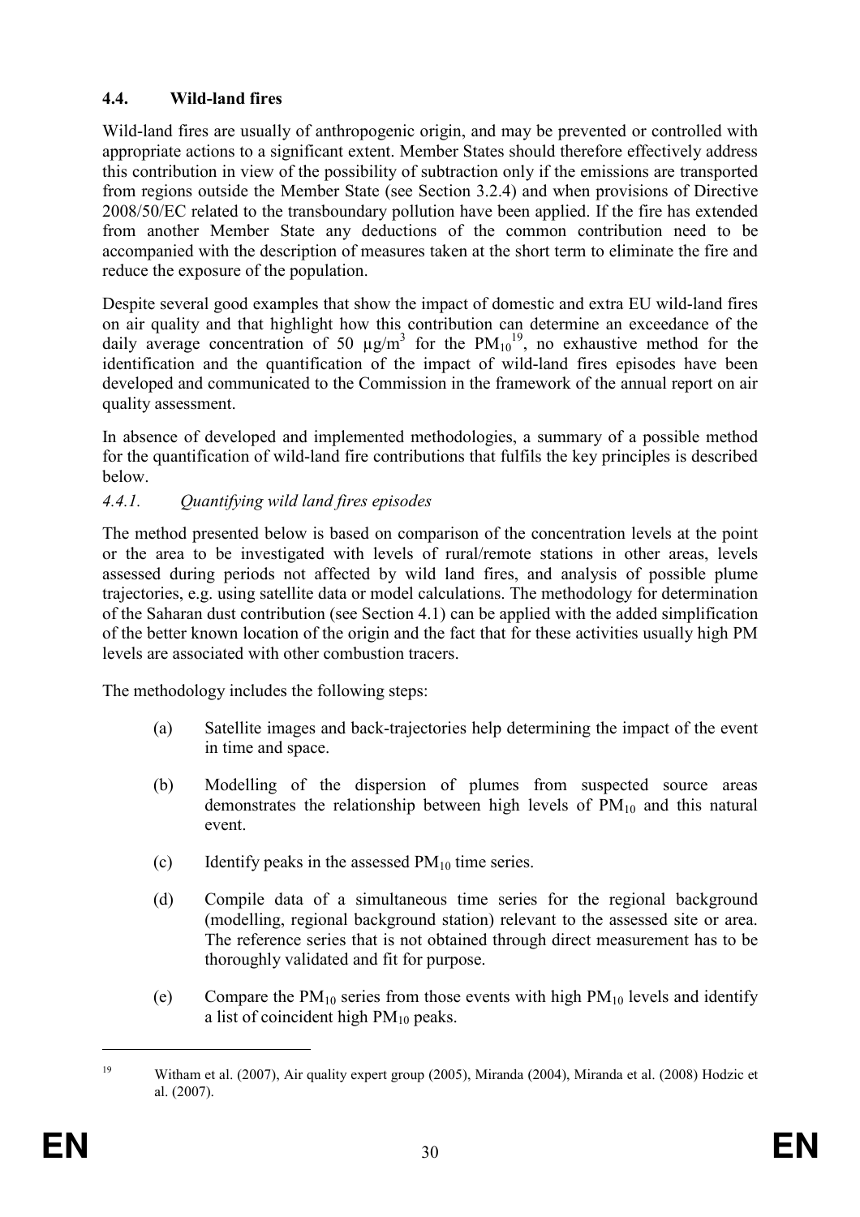## 4.4. Wild-land fires

Wild-land fires are usually of anthropogenic origin, and may be prevented or controlled with appropriate actions to a significant extent. Member States should therefore effectively address this contribution in view of the possibility of subtraction only if the emissions are transported from regions outside the Member State (see Section 3.2.4) and when provisions of Directive 2008/50/EC related to the transboundary pollution have been applied. If the fire has extended from another Member State any deductions of the common contribution need to be accompanied with the description of measures taken at the short term to eliminate the fire and reduce the exposure of the population.

Despite several good examples that show the impact of domestic and extra EU wild-land fires on air quality and that highlight how this contribution can determine an exceedance of the daily average concentration of 50 μg/m$^3$ for the $PM_{10}$[19], no exhaustive method for the identification and the quantification of the impact of wild-land fires episodes have been developed and communicated to the Commission in the framework of the annual report on air quality assessment.

In absence of developed and implemented methodologies, a summary of a possible method for the quantification of wild-land fire contributions that fulfils the key principles is described below.

### *4.4.1. Quantifying wild land fires episodes*

The method presented below is based on comparison of the concentration levels at the point or the area to be investigated with levels of rural/remote stations in other areas, levels assessed during periods not affected by wild land fires, and analysis of possible plume trajectories, e.g. using satellite data or model calculations. The methodology for determination of the Saharan dust contribution (see Section 4.1) can be applied with the added simplification of the better known location of the origin and the fact that for these activities usually high PM levels are associated with other combustion tracers.

The methodology includes the following steps:

(a) Satellite images and back-trajectories help determining the impact of the event in time and space.

(b) Modelling of the dispersion of plumes from suspected source areas demonstrates the relationship between high levels of $PM_{10}$ and this natural event.

(c) Identify peaks in the assessed $PM_{10}$ time series.

(d) Compile data of a simultaneous time series for the regional background (modelling, regional background station) relevant to the assessed site or area. The reference series that is not obtained through direct measurement has to be thoroughly validated and fit for purpose.

(e) Compare the $PM_{10}$ series from those events with high $PM_{10}$ levels and identify a list of coincident high $PM_{10}$ peaks.

---

[19] Witham et al. (2007), Air quality expert group (2005), Miranda (2004), Miranda et al. (2008) Hodzic et al. (2007).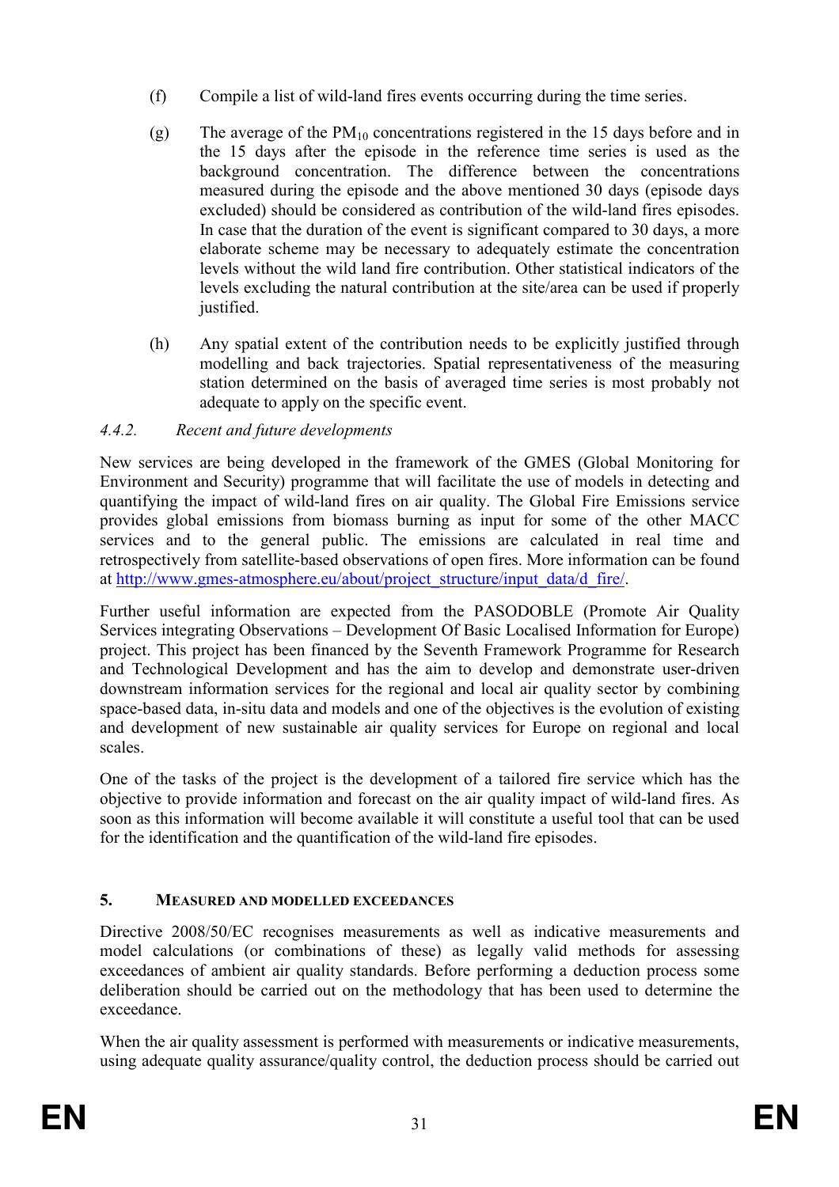(f) Compile a list of wild-land fires events occurring during the time series.

(g) The average of the $PM_{10}$ concentrations registered in the 15 days before and in the 15 days after the episode in the reference time series is used as the background concentration. The difference between the concentrations measured during the episode and the above mentioned 30 days (episode days excluded) should be considered as contribution of the wild-land fires episodes. In case that the duration of the event is significant compared to 30 days, a more elaborate scheme may be necessary to adequately estimate the concentration levels without the wild land fire contribution. Other statistical indicators of the levels excluding the natural contribution at the site/area can be used if properly justified.

(h) Any spatial extent of the contribution needs to be explicitly justified through modelling and back trajectories. Spatial representativeness of the measuring station determined on the basis of averaged time series is most probably not adequate to apply on the specific event.

#### *4.4.2. Recent and future developments*

New services are being developed in the framework of the GMES (Global Monitoring for Environment and Security) programme that will facilitate the use of models in detecting and quantifying the impact of wild-land fires on air quality. The Global Fire Emissions service provides global emissions from biomass burning as input for some of the other MACC services and to the general public. The emissions are calculated in real time and retrospectively from satellite-based observations of open fires. More information can be found at http://www.gmes-atmosphere.eu/about/project_structure/input_data/d_fire/.

Further useful information are expected from the PASODOBLE (Promote Air Quality Services integrating Observations – Development Of Basic Localised Information for Europe) project. This project has been financed by the Seventh Framework Programme for Research and Technological Development and has the aim to develop and demonstrate user-driven downstream information services for the regional and local air quality sector by combining space-based data, in-situ data and models and one of the objectives is the evolution of existing and development of new sustainable air quality services for Europe on regional and local scales.

One of the tasks of the project is the development of a tailored fire service which has the objective to provide information and forecast on the air quality impact of wild-land fires. As soon as this information will become available it will constitute a useful tool that can be used for the identification and the quantification of the wild-land fire episodes.

## 5. MEASURED AND MODELLED EXCEEDANCES

Directive 2008/50/EC recognises measurements as well as indicative measurements and model calculations (or combinations of these) as legally valid methods for assessing exceedances of ambient air quality standards. Before performing a deduction process some deliberation should be carried out on the methodology that has been used to determine the exceedance.

When the air quality assessment is performed with measurements or indicative measurements, using adequate quality assurance/quality control, the deduction process should be carried out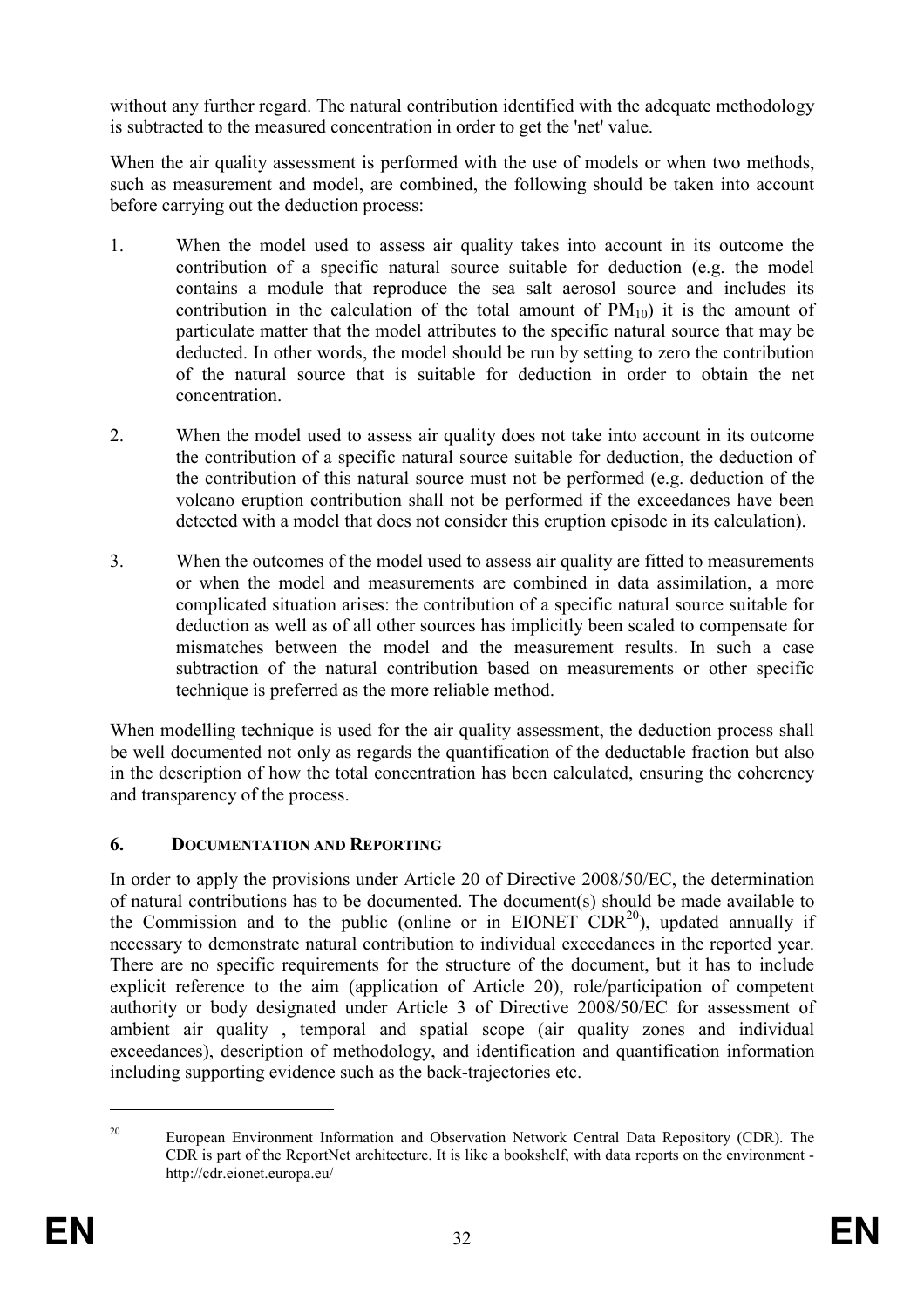without any further regard. The natural contribution identified with the adequate methodology is subtracted to the measured concentration in order to get the 'net' value.

When the air quality assessment is performed with the use of models or when two methods, such as measurement and model, are combined, the following should be taken into account before carrying out the deduction process:

1. When the model used to assess air quality takes into account in its outcome the contribution of a specific natural source suitable for deduction (e.g. the model contains a module that reproduce the sea salt aerosol source and includes its contribution in the calculation of the total amount of $PM_{10}$) it is the amount of particulate matter that the model attributes to the specific natural source that may be deducted. In other words, the model should be run by setting to zero the contribution of the natural source that is suitable for deduction in order to obtain the net concentration.

2. When the model used to assess air quality does not take into account in its outcome the contribution of a specific natural source suitable for deduction, the deduction of the contribution of this natural source must not be performed (e.g. deduction of the volcano eruption contribution shall not be performed if the exceedances have been detected with a model that does not consider this eruption episode in its calculation).

3. When the outcomes of the model used to assess air quality are fitted to measurements or when the model and measurements are combined in data assimilation, a more complicated situation arises: the contribution of a specific natural source suitable for deduction as well as of all other sources has implicitly been scaled to compensate for mismatches between the model and the measurement results. In such a case subtraction of the natural contribution based on measurements or other specific technique is preferred as the more reliable method.

When modelling technique is used for the air quality assessment, the deduction process shall be well documented not only as regards the quantification of the deductable fraction but also in the description of how the total concentration has been calculated, ensuring the coherency and transparency of the process.

## 6. DOCUMENTATION AND REPORTING

In order to apply the provisions under Article 20 of Directive 2008/50/EC, the determination of natural contributions has to be documented. The document(s) should be made available to the Commission and to the public (online or in EIONET CDR[20]), updated annually if necessary to demonstrate natural contribution to individual exceedances in the reported year. There are no specific requirements for the structure of the document, but it has to include explicit reference to the aim (application of Article 20), role/participation of competent authority or body designated under Article 3 of Directive 2008/50/EC for assessment of ambient air quality , temporal and spatial scope (air quality zones and individual exceedances), description of methodology, and identification and quantification information including supporting evidence such as the back-trajectories etc.

[20] European Environment Information and Observation Network Central Data Repository (CDR). The CDR is part of the ReportNet architecture. It is like a bookshelf, with data reports on the environment - http://cdr.eionet.europa.eu/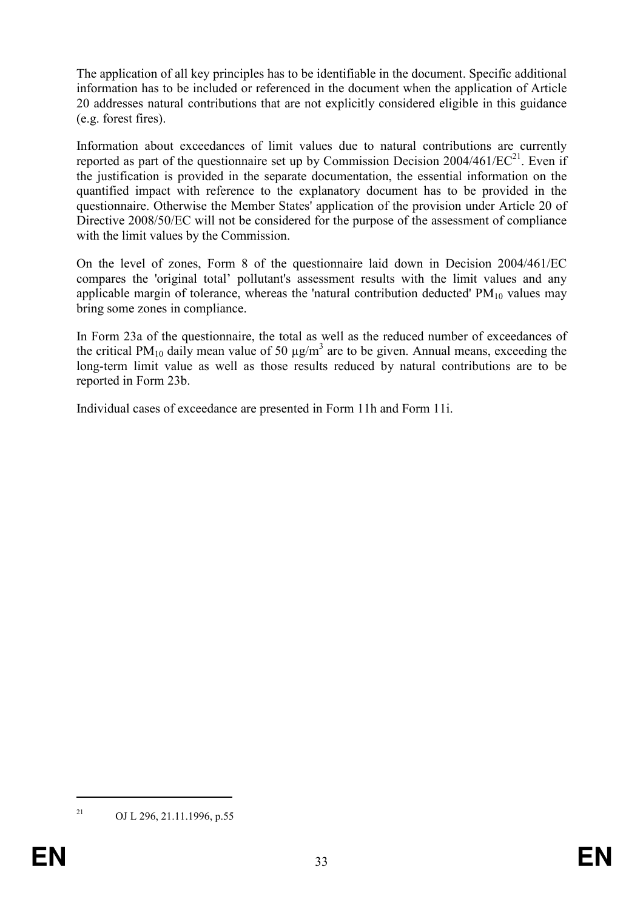The application of all key principles has to be identifiable in the document. Specific additional information has to be included or referenced in the document when the application of Article 20 addresses natural contributions that are not explicitly considered eligible in this guidance (e.g. forest fires).

Information about exceedances of limit values due to natural contributions are currently reported as part of the questionnaire set up by Commission Decision 2004/461/EC[21]. Even if the justification is provided in the separate documentation, the essential information on the quantified impact with reference to the explanatory document has to be provided in the questionnaire. Otherwise the Member States' application of the provision under Article 20 of Directive 2008/50/EC will not be considered for the purpose of the assessment of compliance with the limit values by the Commission.

On the level of zones, Form 8 of the questionnaire laid down in Decision 2004/461/EC compares the 'original total' pollutant's assessment results with the limit values and any applicable margin of tolerance, whereas the 'natural contribution deducted' $PM_{10}$ values may bring some zones in compliance.

In Form 23a of the questionnaire, the total as well as the reduced number of exceedances of the critical $PM_{10}$ daily mean value of 50 $\mu g/m^3$ are to be given. Annual means, exceeding the long-term limit value as well as those results reduced by natural contributions are to be reported in Form 23b.

Individual cases of exceedance are presented in Form 11h and Form 11i.

---

[21] OJ L 296, 21.11.1996, p.55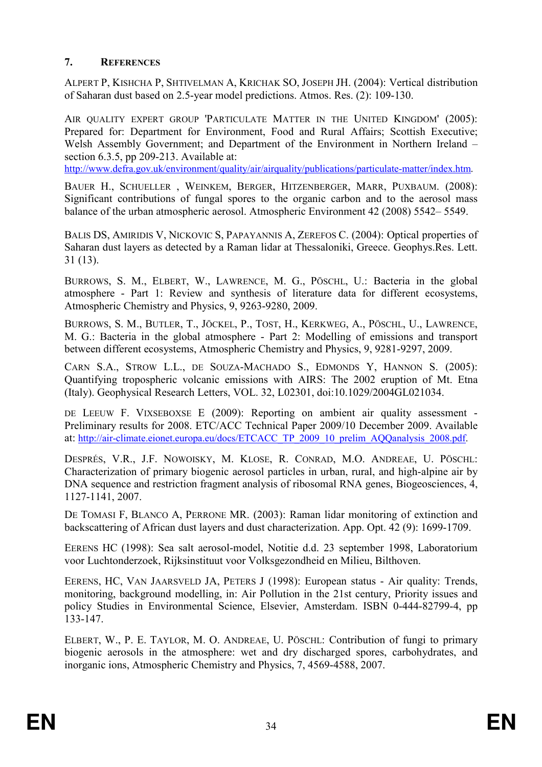## 7. References

ALPERT P, KISHCHA P, SHTIVELMAN A, KRICHAK SO, JOSEPH JH. (2004): Vertical distribution of Saharan dust based on 2.5-year model predictions. Atmos. Res. (2): 109-130.

AIR QUALITY EXPERT GROUP 'PARTICULATE MATTER IN THE UNITED KINGDOM' (2005): Prepared for: Department for Environment, Food and Rural Affairs; Scottish Executive; Welsh Assembly Government; and Department of the Environment in Northern Ireland – section 6.3.5, pp 209-213. Available at: http://www.defra.gov.uk/environment/quality/air/airquality/publications/particulate-matter/index.htm.

BAUER H., SCHUELLER , WEINKEM, BERGER, HITZENBERGER, MARR, PUXBAUM. (2008): Significant contributions of fungal spores to the organic carbon and to the aerosol mass balance of the urban atmospheric aerosol. Atmospheric Environment 42 (2008) 5542– 5549.

BALIS DS, AMIRIDIS V, NICKOVIC S, PAPAYANNIS A, ZEREFOS C. (2004): Optical properties of Saharan dust layers as detected by a Raman lidar at Thessaloniki, Greece. Geophys.Res. Lett. 31 (13).

BURROWS, S. M., ELBERT, W., LAWRENCE, M. G., PÖSCHL, U.: Bacteria in the global atmosphere - Part 1: Review and synthesis of literature data for different ecosystems, Atmospheric Chemistry and Physics, 9, 9263-9280, 2009.

BURROWS, S. M., BUTLER, T., JÖCKEL, P., TOST, H., KERKWEG, A., PÖSCHL, U., LAWRENCE, M. G.: Bacteria in the global atmosphere - Part 2: Modelling of emissions and transport between different ecosystems, Atmospheric Chemistry and Physics, 9, 9281-9297, 2009.

CARN S.A., STROW L.L., DE SOUZA-MACHADO S., EDMONDS Y, HANNON S. (2005): Quantifying tropospheric volcanic emissions with AIRS: The 2002 eruption of Mt. Etna (Italy). Geophysical Research Letters, VOL. 32, L02301, doi:10.1029/2004GL021034.

DE LEEUW F. VIXSEBOXSE E (2009): Reporting on ambient air quality assessment - Preliminary results for 2008. ETC/ACC Technical Paper 2009/10 December 2009. Available at: http://air-climate.eionet.europa.eu/docs/ETCACC_TP_2009_10_prelim_AQQanalysis_2008.pdf.

DESPRÉS, V.R., J.F. NOWOISKY, M. KLOSE, R. CONRAD, M.O. ANDREAE, U. PÖSCHL: Characterization of primary biogenic aerosol particles in urban, rural, and high-alpine air by DNA sequence and restriction fragment analysis of ribosomal RNA genes, Biogeosciences, 4, 1127-1141, 2007.

DE TOMASI F, BLANCO A, PERRONE MR. (2003): Raman lidar monitoring of extinction and backscattering of African dust layers and dust characterization. App. Opt. 42 (9): 1699-1709.

EERENS HC (1998): Sea salt aerosol-model, Notitie d.d. 23 september 1998, Laboratorium voor Luchtonderzoek, Rijksinstituut voor Volksgezondheid en Milieu, Bilthoven.

EERENS, HC, VAN JAARSVELD JA, PETERS J (1998): European status - Air quality: Trends, monitoring, background modelling, in: Air Pollution in the 21st century, Priority issues and policy Studies in Environmental Science, Elsevier, Amsterdam. ISBN 0-444-82799-4, pp 133-147.

ELBERT, W., P. E. TAYLOR, M. O. ANDREAE, U. PÖSCHL: Contribution of fungi to primary biogenic aerosols in the atmosphere: wet and dry discharged spores, carbohydrates, and inorganic ions, Atmospheric Chemistry and Physics, 7, 4569-4588, 2007.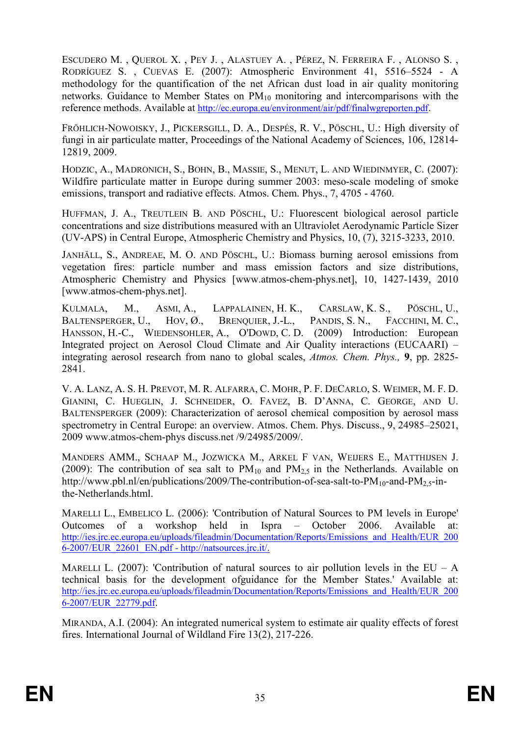ESCUDERO M. , QUEROL X. , PEY J. , ALASTUEY A. , PÉREZ, N. FERREIRA F. , ALONSO S. , RODRÍGUEZ S. , CUEVAS E. (2007): Atmospheric Environment 41, 5516–5524 - A methodology for the quantification of the net African dust load in air quality monitoring networks. Guidance to Member States on $PM_{10}$ monitoring and intercomparisons with the reference methods. Available at http://ec.europa.eu/environment/air/pdf/finalwgreporten.pdf.

FRÖHLICH-NOWOISKY, J., PICKERSGILL, D. A., DESPÉS, R. V., PÖSCHL, U.: High diversity of fungi in air particulate matter, Proceedings of the National Academy of Sciences, 106, 12814-12819, 2009.

HODZIC, A., MADRONICH, S., BOHN, B., MASSIE, S., MENUT, L. AND WIEDINMYER, C. (2007): Wildfire particulate matter in Europe during summer 2003: meso-scale modeling of smoke emissions, transport and radiative effects. Atmos. Chem. Phys., 7, 4705 - 4760.

HUFFMAN, J. A., TREUTLEIN B. AND PÖSCHL, U.: Fluorescent biological aerosol particle concentrations and size distributions measured with an Ultraviolet Aerodynamic Particle Sizer (UV-APS) in Central Europe, Atmospheric Chemistry and Physics, 10, (7), 3215-3233, 2010.

JANHÄLL, S., ANDREAE, M. O. AND PÖSCHL, U.: Biomass burning aerosol emissions from vegetation fires: particle number and mass emission factors and size distributions, Atmospheric Chemistry and Physics [www.atmos-chem-phys.net], 10, 1427-1439, 2010 [www.atmos-chem-phys.net].

KULMALA, M., ASMI, A., LAPPALAINEN, H. K., CARSLAW, K. S., PÖSCHL, U., BALTENSPERGER, U., HOV, Ø., BRENQUIER, J.-L., PANDIS, S. N., FACCHINI, M. C., HANSSON, H.-C., WIEDENSOHLER, A., O'DOWD, C. D. (2009) Introduction: European Integrated project on Aerosol Cloud Climate and Air Quality interactions (EUCAARI) – integrating aerosol research from nano to global scales, *Atmos. Chem. Phys.,* **9**, pp. 2825-2841.

V. A. LANZ, A. S. H. PREVOT, M. R. ALFARRA, C. MOHR, P. F. DECARLO, S. WEIMER, M. F. D. GIANINI, C. HUEGLIN, J. SCHNEIDER, O. FAVEZ, B. D'ANNA, C. GEORGE, AND U. BALTENSPERGER (2009): Characterization of aerosol chemical composition by aerosol mass spectrometry in Central Europe: an overview. Atmos. Chem. Phys. Discuss., 9, 24985–25021, 2009 www.atmos-chem-phys discuss.net /9/24985/2009/.

MANDERS AMM., SCHAAP M., JOZWICKA M., ARKEL F VAN, WEIJERS E., MATTHIJSEN J. (2009): The contribution of sea salt to $PM_{10}$ and $PM_{2,5}$ in the Netherlands. Available on http://www.pbl.nl/en/publications/2009/The-contribution-of-sea-salt-to-$PM_{10}$-and-$PM_{2,5}$-in-the-Netherlands.html.

MARELLI L., EMBELICO L. (2006): 'Contribution of Natural Sources to PM levels in Europe' Outcomes of a workshop held in Ispra – October 2006. Available at: http://ies.jrc.ec.europa.eu/uploads/fileadmin/Documentation/Reports/Emissions_and_Health/EUR_2006-2007/EUR_22601_EN.pdf - http://natsources.jrc.it/.

MARELLI L. (2007): 'Contribution of natural sources to air pollution levels in the EU – A technical basis for the development ofguidance for the Member States.' Available at: http://ies.jrc.ec.europa.eu/uploads/fileadmin/Documentation/Reports/Emissions_and_Health/EUR_2006-2007/EUR_22779.pdf.

MIRANDA, A.I. (2004): An integrated numerical system to estimate air quality effects of forest fires. International Journal of Wildland Fire 13(2), 217-226.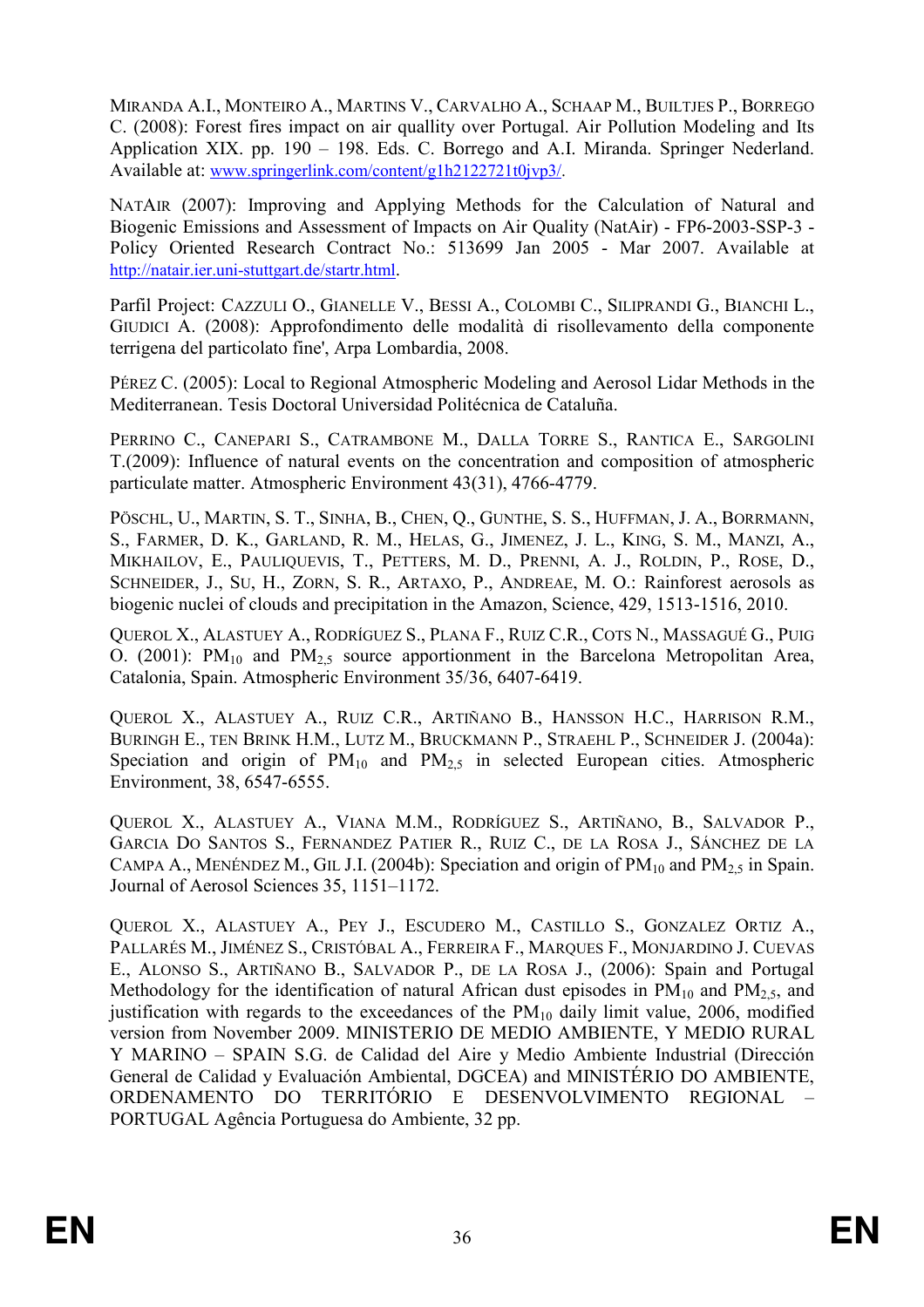MIRANDA A.I., MONTEIRO A., MARTINS V., CARVALHO A., SCHAAP M., BUILTJES P., BORREGO C. (2008): Forest fires impact on air quallity over Portugal. Air Pollution Modeling and Its Application XIX. pp. 190 – 198. Eds. C. Borrego and A.I. Miranda. Springer Nederland. Available at: www.springerlink.com/content/g1h2122721t0jvp3/.

NATAIR (2007): Improving and Applying Methods for the Calculation of Natural and Biogenic Emissions and Assessment of Impacts on Air Quality (NatAir) - FP6-2003-SSP-3 - Policy Oriented Research Contract No.: 513699 Jan 2005 - Mar 2007. Available at http://natair.ier.uni-stuttgart.de/startr.html.

Parfil Project: CAZZULI O., GIANELLE V., BESSI A., COLOMBI C., SILIPRANDI G., BIANCHI L., GIUDICI A. (2008): Approfondimento delle modalità di risollevamento della componente terrigena del particolato fine', Arpa Lombardia, 2008.

PÉREZ C. (2005): Local to Regional Atmospheric Modeling and Aerosol Lidar Methods in the Mediterranean. Tesis Doctoral Universidad Politécnica de Cataluña.

PERRINO C., CANEPARI S., CATRAMBONE M., DALLA TORRE S., RANTICA E., SARGOLINI T.(2009): Influence of natural events on the concentration and composition of atmospheric particulate matter. Atmospheric Environment 43(31), 4766-4779.

PÖSCHL, U., MARTIN, S. T., SINHA, B., CHEN, Q., GUNTHE, S. S., HUFFMAN, J. A., BORRMANN, S., FARMER, D. K., GARLAND, R. M., HELAS, G., JIMENEZ, J. L., KING, S. M., MANZI, A., MIKHAILOV, E., PAULIQUEVIS, T., PETTERS, M. D., PRENNI, A. J., ROLDIN, P., ROSE, D., SCHNEIDER, J., SU, H., ZORN, S. R., ARTAXO, P., ANDREAE, M. O.: Rainforest aerosols as biogenic nuclei of clouds and precipitation in the Amazon, Science, 429, 1513-1516, 2010.

QUEROL X., ALASTUEY A., RODRÍGUEZ S., PLANA F., RUIZ C.R., COTS N., MASSAGUÉ G., PUIG O. (2001): $PM_{10}$ and $PM_{2,5}$ source apportionment in the Barcelona Metropolitan Area, Catalonia, Spain. Atmospheric Environment 35/36, 6407-6419.

QUEROL X., ALASTUEY A., RUIZ C.R., ARTIÑANO B., HANSSON H.C., HARRISON R.M., BURINGH E., TEN BRINK H.M., LUTZ M., BRUCKMANN P., STRAEHL P., SCHNEIDER J. (2004a): Speciation and origin of $PM_{10}$ and $PM_{2,5}$ in selected European cities. Atmospheric Environment, 38, 6547-6555.

QUEROL X., ALASTUEY A., VIANA M.M., RODRÍGUEZ S., ARTIÑANO, B., SALVADOR P., GARCIA DO SANTOS S., FERNANDEZ PATIER R., RUIZ C., DE LA ROSA J., SÁNCHEZ DE LA CAMPA A., MENÉNDEZ M., GIL J.I. (2004b): Speciation and origin of $PM_{10}$ and $PM_{2,5}$ in Spain. Journal of Aerosol Sciences 35, 1151–1172.

QUEROL X., ALASTUEY A., PEY J., ESCUDERO M., CASTILLO S., GONZALEZ ORTIZ A., PALLARÉS M., JIMÉNEZ S., CRISTÓBAL A., FERREIRA F., MARQUES F., MONJARDINO J. CUEVAS E., ALONSO S., ARTIÑANO B., SALVADOR P., DE LA ROSA J., (2006): Spain and Portugal Methodology for the identification of natural African dust episodes in $PM_{10}$ and $PM_{2,5}$, and justification with regards to the exceedances of the $PM_{10}$ daily limit value, 2006, modified version from November 2009. MINISTERIO DE MEDIO AMBIENTE, Y MEDIO RURAL Y MARINO – SPAIN S.G. de Calidad del Aire y Medio Ambiente Industrial (Dirección General de Calidad y Evaluación Ambiental, DGCEA) and MINISTÉRIO DO AMBIENTE, ORDENAMENTO DO TERRITÓRIO E DESENVOLVIMENTO REGIONAL – PORTUGAL Agência Portuguesa do Ambiente, 32 pp.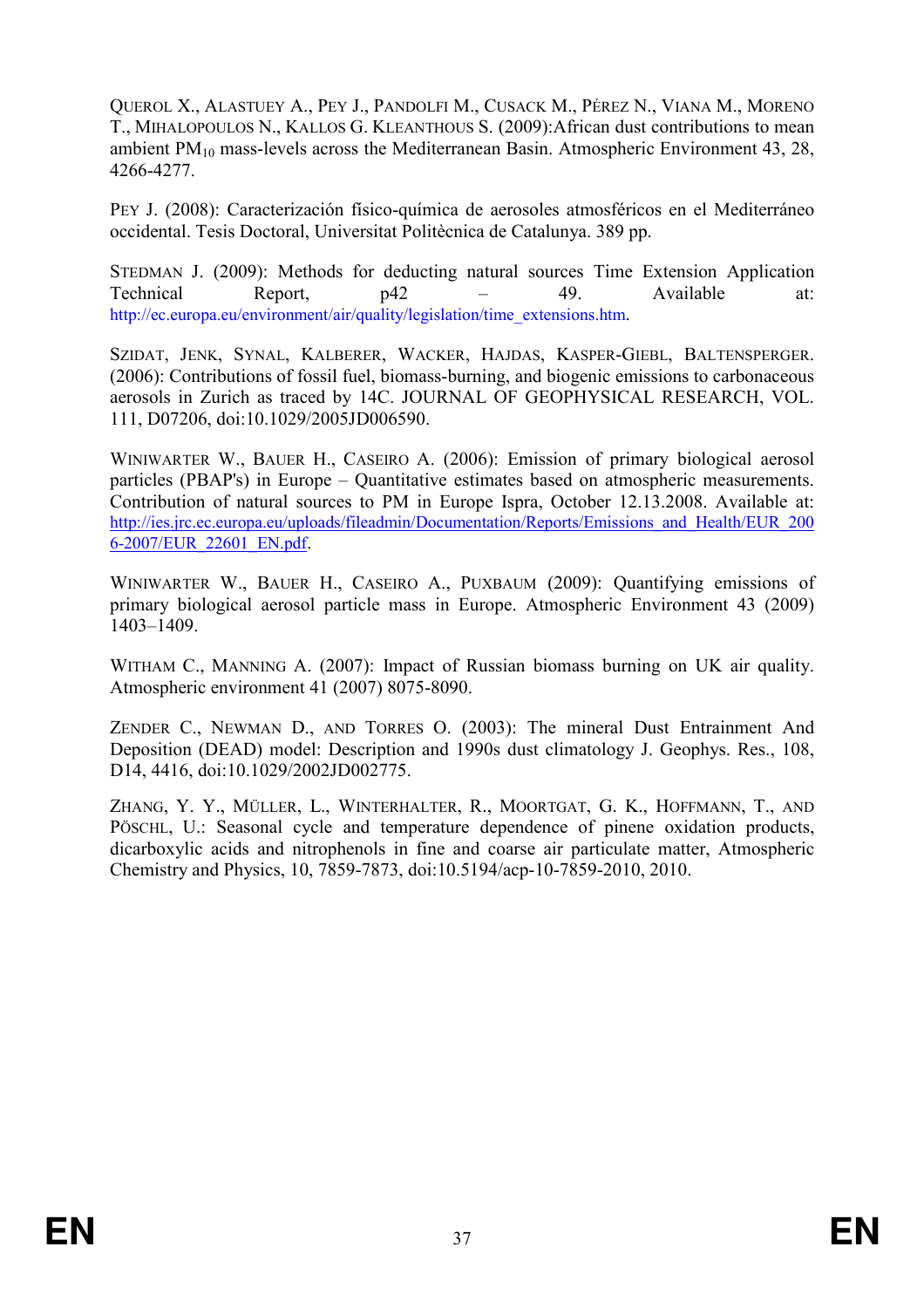QUEROL X., ALASTUEY A., PEY J., PANDOLFI M., CUSACK M., PÉREZ N., VIANA M., MORENO T., MIHALOPOULOS N., KALLOS G. KLEANTHOUS S. (2009):African dust contributions to mean ambient $PM_{10}$ mass-levels across the Mediterranean Basin. Atmospheric Environment 43, 28, 4266-4277.

PEY J. (2008): Caracterización físico-química de aerosoles atmosféricos en el Mediterráneo occidental. Tesis Doctoral, Universitat Politècnica de Catalunya. 389 pp.

STEDMAN J. (2009): Methods for deducting natural sources Time Extension Application Technical Report, p42 – 49. Available at: http://ec.europa.eu/environment/air/quality/legislation/time_extensions.htm.

SZIDAT, JENK, SYNAL, KALBERER, WACKER, HAJDAS, KASPER-GIEBL, BALTENSPERGER. (2006): Contributions of fossil fuel, biomass-burning, and biogenic emissions to carbonaceous aerosols in Zurich as traced by 14C. JOURNAL OF GEOPHYSICAL RESEARCH, VOL. 111, D07206, doi:10.1029/2005JD006590.

WINIWARTER W., BAUER H., CASEIRO A. (2006): Emission of primary biological aerosol particles (PBAP's) in Europe – Quantitative estimates based on atmospheric measurements. Contribution of natural sources to PM in Europe Ispra, October 12.13.2008. Available at: http://ies.jrc.ec.europa.eu/uploads/fileadmin/Documentation/Reports/Emissions_and_Health/EUR_2006-2007/EUR_22601_EN.pdf.

WINIWARTER W., BAUER H., CASEIRO A., PUXBAUM (2009): Quantifying emissions of primary biological aerosol particle mass in Europe. Atmospheric Environment 43 (2009) 1403–1409.

WITHAM C., MANNING A. (2007): Impact of Russian biomass burning on UK air quality. Atmospheric environment 41 (2007) 8075-8090.

ZENDER C., NEWMAN D., AND TORRES O. (2003): The mineral Dust Entrainment And Deposition (DEAD) model: Description and 1990s dust climatology J. Geophys. Res., 108, D14, 4416, doi:10.1029/2002JD002775.

ZHANG, Y. Y., MÜLLER, L., WINTERHALTER, R., MOORTGAT, G. K., HOFFMANN, T., AND PÖSCHL, U.: Seasonal cycle and temperature dependence of pinene oxidation products, dicarboxylic acids and nitrophenols in fine and coarse air particulate matter, Atmospheric Chemistry and Physics, 10, 7859-7873, doi:10.5194/acp-10-7859-2010, 2010.